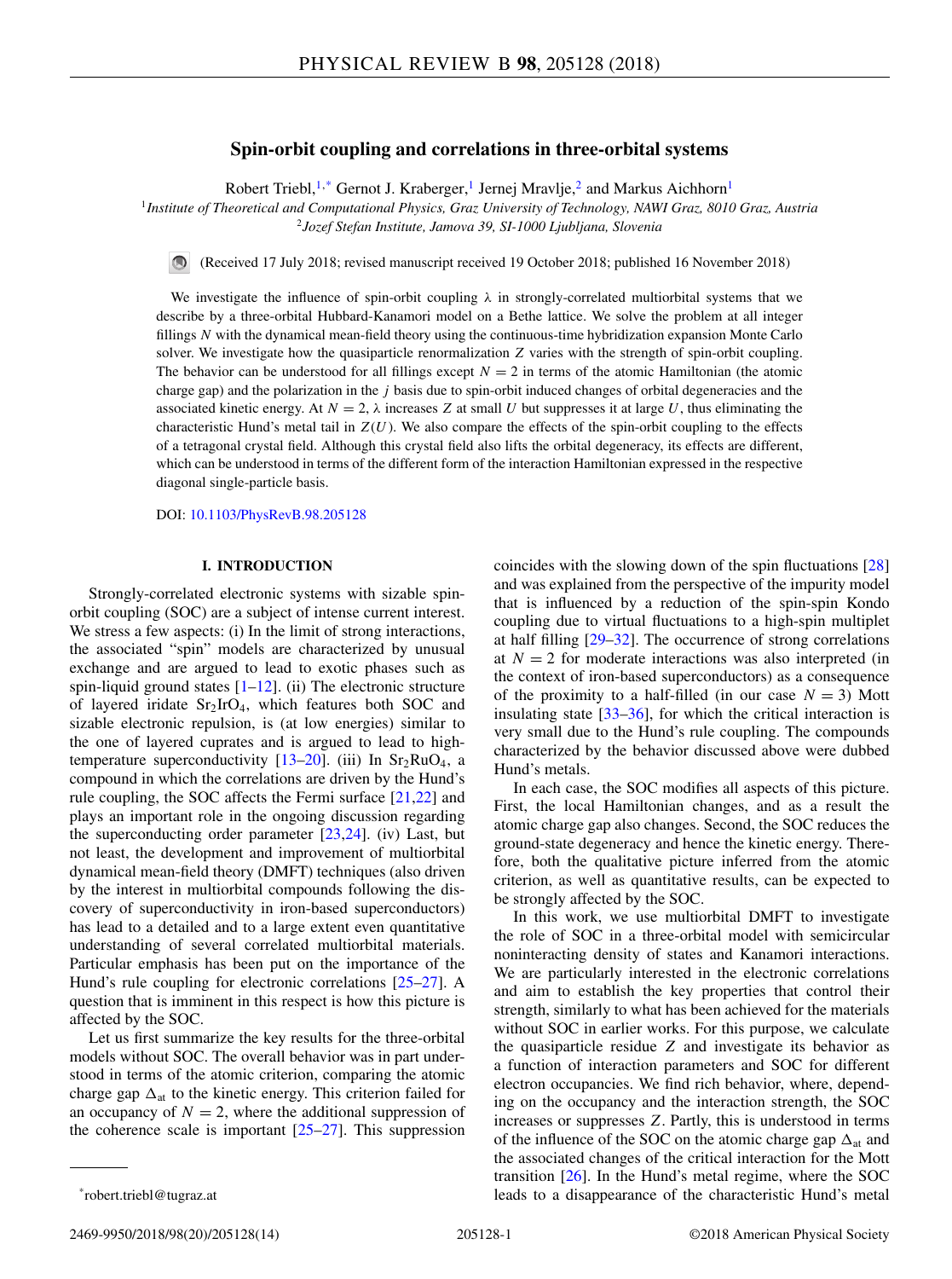# Spin-orbit coupling and correlations in three-orbital systems

Robert Triebl,[1,*] Gernot J. Kraberger,[1] Jernej Mravlje,[2] and Markus Aichhorn[1]

[1]*Institute of Theoretical and Computational Physics, Graz University of Technology, NAWI Graz, 8010 Graz, Austria*
[2]*Jozef Stefan Institute, Jamova 39, SI-1000 Ljubljana, Slovenia*

(Received 17 July 2018; revised manuscript received 19 October 2018; published 16 November 2018)

We investigate the influence of spin-orbit coupling $\lambda$ in strongly-correlated multiorbital systems that we describe by a three-orbital Hubbard-Kanamori model on a Bethe lattice. We solve the problem at all integer fillings $N$ with the dynamical mean-field theory using the continuous-time hybridization expansion Monte Carlo solver. We investigate how the quasiparticle renormalization $Z$ varies with the strength of spin-orbit coupling. The behavior can be understood for all fillings except $N = 2$ in terms of the atomic Hamiltonian (the atomic charge gap) and the polarization in the $j$ basis due to spin-orbit induced changes of orbital degeneracies and the associated kinetic energy. At $N = 2$, $\lambda$ increases $Z$ at small $U$ but suppresses it at large $U$, thus eliminating the characteristic Hund's metal tail in $Z(U)$. We also compare the effects of the spin-orbit coupling to the effects of a tetragonal crystal field. Although this crystal field also lifts the orbital degeneracy, its effects are different, which can be understood in terms of the different form of the interaction Hamiltonian expressed in the respective diagonal single-particle basis.

DOI: 10.1103/PhysRevB.98.205128

## I. INTRODUCTION

Strongly-correlated electronic systems with sizable spin-orbit coupling (SOC) are a subject of intense current interest. We stress a few aspects: (i) In the limit of strong interactions, the associated "spin" models are characterized by unusual exchange and are argued to lead to exotic phases such as spin-liquid ground states [1–12]. (ii) The electronic structure of layered iridate $Sr_2IrO_4$, which features both SOC and sizable electronic repulsion, is (at low energies) similar to the one of layered cuprates and is argued to lead to high-temperature superconductivity [13–20]. (iii) In $Sr_2RuO_4$, a compound in which the correlations are driven by the Hund's rule coupling, the SOC affects the Fermi surface [21,22] and plays an important role in the ongoing discussion regarding the superconducting order parameter [23,24]. (iv) Last, but not least, the development and improvement of multiorbital dynamical mean-field theory (DMFT) techniques (also driven by the interest in multiorbital compounds following the discovery of superconductivity in iron-based superconductors) has lead to a detailed and to a large extent even quantitative understanding of several correlated multiorbital materials. Particular emphasis has been put on the importance of the Hund's rule coupling for electronic correlations [25–27]. A question that is imminent in this respect is how this picture is affected by the SOC.

Let us first summarize the key results for the three-orbital models without SOC. The overall behavior was in part understood in terms of the atomic criterion, comparing the atomic charge gap $\Delta_{at}$ to the kinetic energy. This criterion failed for an occupancy of $N = 2$, where the additional suppression of the coherence scale is important [25–27]. This suppression coincides with the slowing down of the spin fluctuations [28] and was explained from the perspective of the impurity model that is influenced by a reduction of the spin-spin Kondo coupling due to virtual fluctuations to a high-spin multiplet at half filling [29–32]. The occurrence of strong correlations at $N = 2$ for moderate interactions was also interpreted (in the context of iron-based superconductors) as a consequence of the proximity to a half-filled (in our case $N = 3$) Mott insulating state [33–36], for which the critical interaction is very small due to the Hund's rule coupling. The compounds characterized by the behavior discussed above were dubbed Hund's metals.

In each case, the SOC modifies all aspects of this picture. First, the local Hamiltonian changes, and as a result the atomic charge gap also changes. Second, the SOC reduces the ground-state degeneracy and hence the kinetic energy. Therefore, both the qualitative picture inferred from the atomic criterion, as well as quantitative results, can be expected to be strongly affected by the SOC.

In this work, we use multiorbital DMFT to investigate the role of SOC in a three-orbital model with semicircular noninteracting density of states and Kanamori interactions. We are particularly interested in the electronic correlations and aim to establish the key properties that control their strength, similarly to what has been achieved for the materials without SOC in earlier works. For this purpose, we calculate the quasiparticle residue $Z$ and investigate its behavior as a function of interaction parameters and SOC for different electron occupancies. We find rich behavior, where, depending on the occupancy and the interaction strength, the SOC increases or suppresses $Z$. Partly, this is understood in terms of the influence of the SOC on the atomic charge gap $\Delta_{at}$ and the associated changes of the critical interaction for the Mott transition [26]. In the Hund's metal regime, where the SOC leads to a disappearance of the characteristic Hund's metal

*robert.triebl@tugraz.at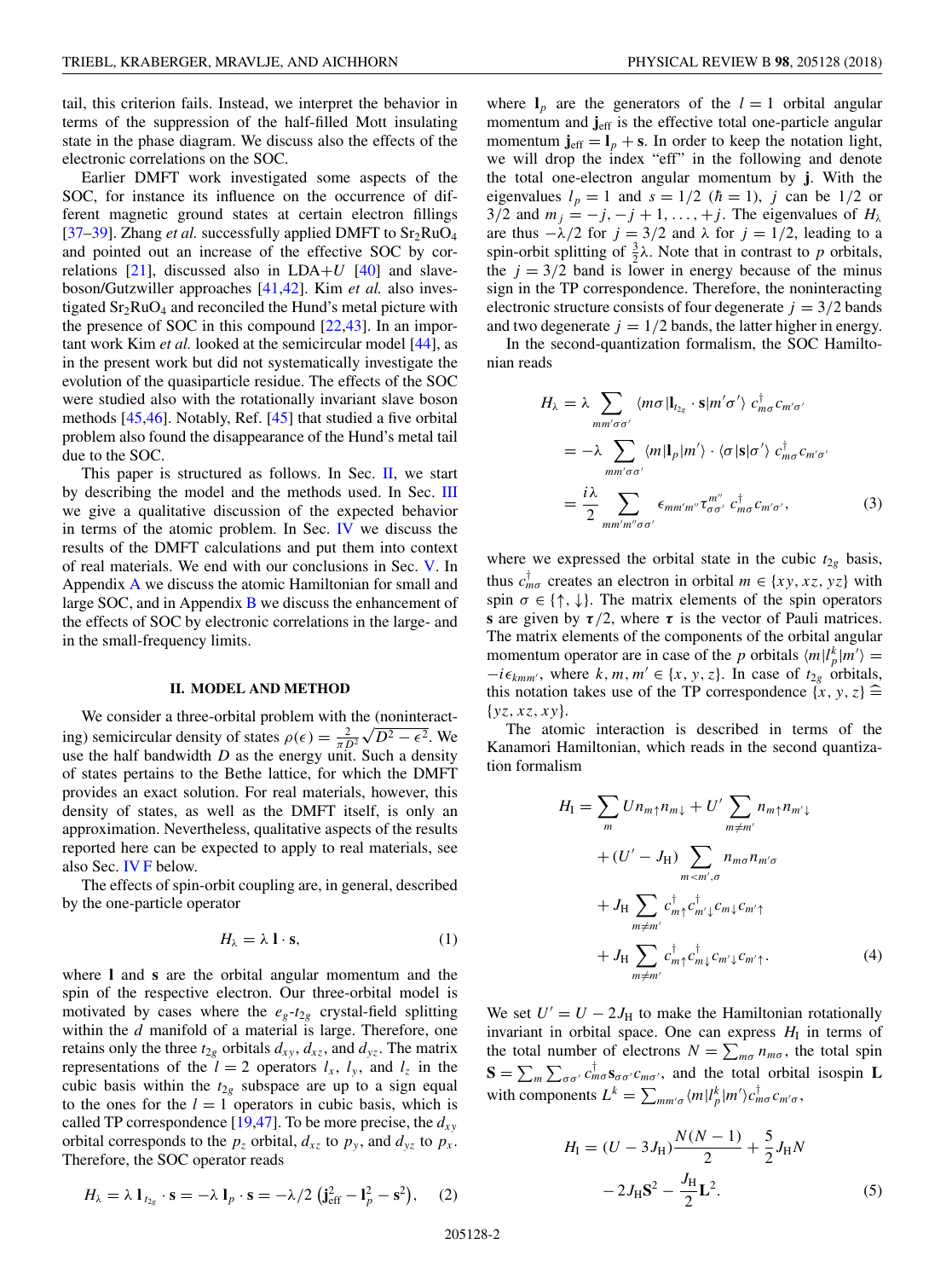tail, this criterion fails. Instead, we interpret the behavior in terms of the suppression of the half-filled Mott insulating state in the phase diagram. We discuss also the effects of the electronic correlations on the SOC.

Earlier DMFT work investigated some aspects of the SOC, for instance its influence on the occurrence of different magnetic ground states at certain electron fillings [37–39]. Zhang *et al.* successfully applied DMFT to $Sr_2RuO_4$ and pointed out an increase of the effective SOC by correlations [21], discussed also in LDA+$U$ [40] and slave-boson/Gutzwiller approaches [41,42]. Kim *et al.* also investigated $Sr_2RuO_4$ and reconciled the Hund's metal picture with the presence of SOC in this compound [22,43]. In an important work Kim *et al.* looked at the semicircular model [44], as in the present work but did not systematically investigate the evolution of the quasiparticle residue. The effects of the SOC were studied also with the rotationally invariant slave boson methods [45,46]. Notably, Ref. [45] that studied a five orbital problem also found the disappearance of the Hund's metal tail due to the SOC.

This paper is structured as follows. In Sec. II, we start by describing the model and the methods used. In Sec. III we give a qualitative discussion of the expected behavior in terms of the atomic problem. In Sec. IV we discuss the results of the DMFT calculations and put them into context of real materials. We end with our conclusions in Sec. V. In Appendix A we discuss the atomic Hamiltonian for small and large SOC, and in Appendix B we discuss the enhancement of the effects of SOC by electronic correlations in the large- and in the small-frequency limits.

## II. MODEL AND METHOD

We consider a three-orbital problem with the (noninteracting) semicircular density of states $\rho(\epsilon) = \frac{2}{\pi D^2}\sqrt{D^2 - \epsilon^2}$. We use the half bandwidth $D$ as the energy unit. Such a density of states pertains to the Bethe lattice, for which the DMFT provides an exact solution. For real materials, however, this density of states, as well as the DMFT itself, is only an approximation. Nevertheless, qualitative aspects of the results reported here can be expected to apply to real materials, see also Sec. IV F below.

The effects of spin-orbit coupling are, in general, described by the one-particle operator

$$H_\lambda = \lambda\, \mathbf{l} \cdot \mathbf{s}, \tag{1}$$

where $\mathbf{l}$ and $\mathbf{s}$ are the orbital angular momentum and the spin of the respective electron. Our three-orbital model is motivated by cases where the $e_g$-$t_{2g}$ crystal-field splitting within the $d$ manifold of a material is large. Therefore, one retains only the three $t_{2g}$ orbitals $d_{xy}$, $d_{xz}$, and $d_{yz}$. The matrix representations of the $l = 2$ operators $l_x$, $l_y$, and $l_z$ in the cubic basis within the $t_{2g}$ subspace are up to a sign equal to the ones for the $l = 1$ operators in cubic basis, which is called TP correspondence [19,47]. To be more precise, the $d_{xy}$ orbital corresponds to the $p_z$ orbital, $d_{xz}$ to $p_y$, and $d_{yz}$ to $p_x$. Therefore, the SOC operator reads

$$H_\lambda = \lambda\, \mathbf{l}_{t_{2g}} \cdot \mathbf{s} = -\lambda\, \mathbf{l}_p \cdot \mathbf{s} = -\lambda/2\, \left(\mathbf{j}_{\text{eff}}^2 - \mathbf{l}_p^2 - \mathbf{s}^2\right), \tag{2}$$

where $\mathbf{l}_p$ are the generators of the $l = 1$ orbital angular momentum and $\mathbf{j}_{\text{eff}}$ is the effective total one-particle angular momentum $\mathbf{j}_{\text{eff}} = \mathbf{l}_p + \mathbf{s}$. In order to keep the notation light, we will drop the index "eff" in the following and denote the total one-electron angular momentum by $\mathbf{j}$. With the eigenvalues $l_p = 1$ and $s = 1/2$ ($\hbar = 1$), $j$ can be $1/2$ or $3/2$ and $m_j = -j, -j+1, \ldots, +j$. The eigenvalues of $H_\lambda$ are thus $-\lambda/2$ for $j = 3/2$ and $\lambda$ for $j = 1/2$, leading to a spin-orbit splitting of $\frac{3}{2}\lambda$. Note that in contrast to $p$ orbitals, the $j = 3/2$ band is lower in energy because of the minus sign in the TP correspondence. Therefore, the noninteracting electronic structure consists of four degenerate $j = 3/2$ bands and two degenerate $j = 1/2$ bands, the latter higher in energy.

In the second-quantization formalism, the SOC Hamiltonian reads

$$\begin{aligned} H_\lambda &= \lambda \sum_{mm'\sigma\sigma'} \langle m\sigma|\mathbf{l}_{t_{2g}} \cdot \mathbf{s}|m'\sigma'\rangle\; c^\dagger_{m\sigma} c_{m'\sigma'} \\ &= -\lambda \sum_{mm'\sigma\sigma'} \langle m|\mathbf{l}_p|m'\rangle \cdot \langle\sigma|\mathbf{s}|\sigma'\rangle\; c^\dagger_{m\sigma} c_{m'\sigma'} \\ &= \frac{i\lambda}{2} \sum_{mm'm''\sigma\sigma'} \epsilon_{mm'm''} \tau^{m''}_{\sigma\sigma'}\; c^\dagger_{m\sigma} c_{m'\sigma'}, \end{aligned} \tag{3}$$

where we expressed the orbital state in the cubic $t_{2g}$ basis, thus $c^\dagger_{m\sigma}$ creates an electron in orbital $m \in \{xy, xz, yz\}$ with spin $\sigma \in \{\uparrow, \downarrow\}$. The matrix elements of the spin operators $\mathbf{s}$ are given by $\boldsymbol{\tau}/2$, where $\boldsymbol{\tau}$ is the vector of Pauli matrices. The matrix elements of the components of the orbital angular momentum operator are in case of the $p$ orbitals $\langle m|l^k_p|m'\rangle = -i\epsilon_{kmm'}$, where $k, m, m' \in \{x, y, z\}$. In case of $t_{2g}$ orbitals, this notation takes use of the TP correspondence $\{x, y, z\} \,\widehat{=}\, \{yz, xz, xy\}$.

The atomic interaction is described in terms of the Kanamori Hamiltonian, which reads in the second quantization formalism

$$\begin{aligned} H_{\text{I}} &= \sum_m U n_{m\uparrow} n_{m\downarrow} + U' \sum_{m \neq m'} n_{m\uparrow} n_{m'\downarrow} \\ &\quad + (U' - J_{\text{H}}) \sum_{m < m', \sigma} n_{m\sigma} n_{m'\sigma} \\ &\quad + J_{\text{H}} \sum_{m \neq m'} c^\dagger_{m\uparrow} c^\dagger_{m'\downarrow} c_{m\downarrow} c_{m'\uparrow} \\ &\quad + J_{\text{H}} \sum_{m \neq m'} c^\dagger_{m\uparrow} c^\dagger_{m\downarrow} c_{m'\downarrow} c_{m'\uparrow}. \end{aligned} \tag{4}$$

We set $U' = U - 2J_{\text{H}}$ to make the Hamiltonian rotationally invariant in orbital space. One can express $H_{\text{I}}$ in terms of the total number of electrons $N = \sum_{m\sigma} n_{m\sigma}$, the total spin $\mathbf{S} = \sum_m \sum_{\sigma\sigma'} c^\dagger_{m\sigma} \mathbf{s}_{\sigma\sigma'} c_{m\sigma'}$, and the total orbital isospin $\mathbf{L}$ with components $L^k = \sum_{mm'\sigma} \langle m|l^k_p|m'\rangle c^\dagger_{m\sigma} c_{m'\sigma}$,

$$\begin{aligned} H_{\text{I}} &= (U - 3J_{\text{H}}) \frac{N(N-1)}{2} + \frac{5}{2} J_{\text{H}} N \\ &\quad - 2J_{\text{H}} \mathbf{S}^2 - \frac{J_{\text{H}}}{2} \mathbf{L}^2. \end{aligned} \tag{5}$$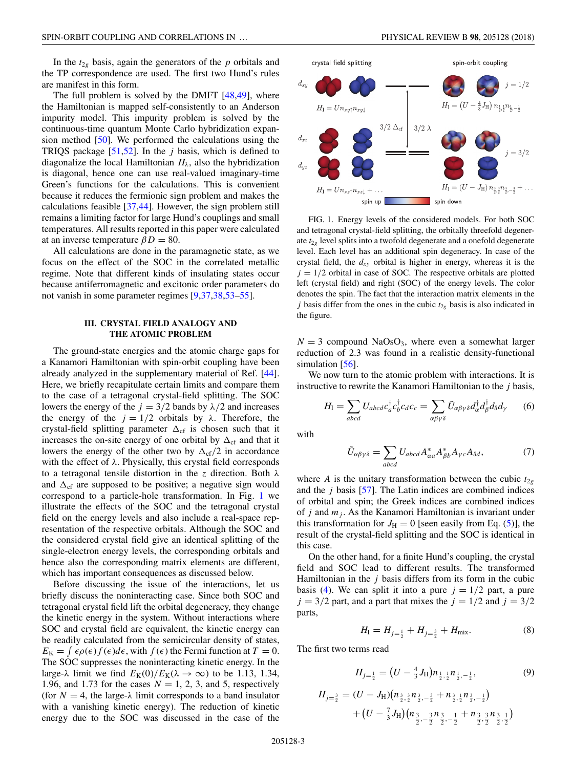In the $t_{2g}$ basis, again the generators of the $p$ orbitals and the TP correspondence are used. The first two Hund's rules are manifest in this form.

The full problem is solved by the DMFT [48,49], where the Hamiltonian is mapped self-consistently to an Anderson impurity model. This impurity problem is solved by the continuous-time quantum Monte Carlo hybridization expansion method [50]. We performed the calculations using the TRIQS package [51,52]. In the $j$ basis, which is defined to diagonalize the local Hamiltonian $H_\lambda$, also the hybridization is diagonal, hence one can use real-valued imaginary-time Green's functions for the calculations. This is convenient because it reduces the fermionic sign problem and makes the calculations feasible [37,44]. However, the sign problem still remains a limiting factor for large Hund's couplings and small temperatures. All results reported in this paper were calculated at an inverse temperature $\beta D = 80$.

All calculations are done in the paramagnetic state, as we focus on the effect of the SOC in the correlated metallic regime. Note that different kinds of insulating states occur because antiferromagnetic and excitonic order parameters do not vanish in some parameter regimes [9,37,38,53–55].

## III. CRYSTAL FIELD ANALOGY AND THE ATOMIC PROBLEM

The ground-state energies and the atomic charge gaps for a Kanamori Hamiltonian with spin-orbit coupling have been already analyzed in the supplementary material of Ref. [44]. Here, we briefly recapitulate certain limits and compare them to the case of a tetragonal crystal-field splitting. The SOC lowers the energy of the $j = 3/2$ bands by $\lambda/2$ and increases the energy of the $j = 1/2$ orbitals by $\lambda$. Therefore, the crystal-field splitting parameter $\Delta_{\mathrm{cf}}$ is chosen such that it increases the on-site energy of one orbital by $\Delta_{\mathrm{cf}}$ and that it lowers the energy of the other two by $\Delta_{\mathrm{cf}}/2$ in accordance with the effect of $\lambda$. Physically, this crystal field corresponds to a tetragonal tensile distortion in the $z$ direction. Both $\lambda$ and $\Delta_{\mathrm{cf}}$ are supposed to be positive; a negative sign would correspond to a particle-hole transformation. In Fig. 1 we illustrate the effects of the SOC and the tetragonal crystal field on the energy levels and also include a real-space representation of the respective orbitals. Although the SOC and the considered crystal field give an identical splitting of the single-electron energy levels, the corresponding orbitals and hence also the corresponding matrix elements are different, which has important consequences as discussed below.

Before discussing the issue of the interactions, let us briefly discuss the noninteracting case. Since both SOC and tetragonal crystal field lift the orbital degeneracy, they change the kinetic energy in the system. Without interactions where SOC and crystal field are equivalent, the kinetic energy can be readily calculated from the semicircular density of states, $E_{\mathrm{K}} = \int \epsilon\rho(\epsilon) f(\epsilon) d\epsilon$, with $f(\epsilon)$ the Fermi function at $T = 0$. The SOC suppresses the noninteracting kinetic energy. In the large-$\lambda$ limit we find $E_{\mathrm{K}}(0)/E_{\mathrm{K}}(\lambda \to \infty)$ to be 1.13, 1.34, 1.96, and 1.73 for the cases $N = 1$, 2, 3, and 5, respectively (for $N = 4$, the large-$\lambda$ limit corresponds to a band insulator with a vanishing kinetic energy). The reduction of kinetic energy due to the SOC was discussed in the case of the

FIG. 1. Energy levels of the considered models. For both SOC and tetragonal crystal-field splitting, the orbitally threefold degenerate $t_{2g}$ level splits into a twofold degenerate and a onefold degenerate level. Each level has an additional spin degeneracy. In case of the crystal field, the $d_{xy}$ orbital is higher in energy, whereas it is the $j = 1/2$ orbital in case of SOC. The respective orbitals are plotted left (crystal field) and right (SOC) of the energy levels. The color denotes the spin. The fact that the interaction matrix elements in the $j$ basis differ from the ones in the cubic $t_{2g}$ basis is also indicated in the figure.

$N = 3$ compound $NaOsO_3$, where even a somewhat larger reduction of 2.3 was found in a realistic density-functional simulation [56].

We now turn to the atomic problem with interactions. It is instructive to rewrite the Kanamori Hamiltonian to the $j$ basis,

$$H_{\mathrm{I}} = \sum_{abcd} U_{abcd} c_a^\dagger c_b^\dagger c_d c_c = \sum_{\alpha\beta\gamma\delta} \tilde{U}_{\alpha\beta\gamma\delta} d_\alpha^\dagger d_\beta^\dagger d_\delta d_\gamma \tag{6}$$

with

$$\tilde{U}_{\alpha\beta\gamma\delta} = \sum_{abcd} U_{abcd} A_{\alpha a}^* A_{\beta b}^* A_{\gamma c} A_{\delta d}, \tag{7}$$

where $A$ is the unitary transformation between the cubic $t_{2g}$ and the $j$ basis [57]. The Latin indices are combined indices of orbital and spin; the Greek indices are combined indices of $j$ and $m_j$. As the Kanamori Hamiltonian is invariant under this transformation for $J_{\mathrm{H}} = 0$ [seen easily from Eq. (5)], the result of the crystal-field splitting and the SOC is identical in this case.

On the other hand, for a finite Hund's coupling, the crystal field and SOC lead to different results. The transformed Hamiltonian in the $j$ basis differs from its form in the cubic basis (4). We can split it into a pure $j = 1/2$ part, a pure $j = 3/2$ part, and a part that mixes the $j = 1/2$ and $j = 3/2$ parts,

$$H_{\mathrm{I}} = H_{j=\frac{1}{2}} + H_{j=\frac{3}{2}} + H_{\mathrm{mix}}. \tag{8}$$

The first two terms read

$$H_{j=\frac{1}{2}} = \left(U - \tfrac{4}{3}J_{\mathrm{H}}\right) n_{\frac{1}{2},\frac{1}{2}} n_{\frac{1}{2},-\frac{1}{2}}, \tag{9}$$

$$H_{j=\frac{3}{2}} = (U - J_{\mathrm{H}})\left(n_{\frac{3}{2},\frac{3}{2}} n_{\frac{3}{2},-\frac{3}{2}} + n_{\frac{3}{2},\frac{1}{2}} n_{\frac{3}{2},-\frac{1}{2}}\right) + \left(U - \tfrac{7}{3}J_{\mathrm{H}}\right)\left(n_{\frac{3}{2},-\frac{3}{2}} n_{\frac{3}{2},-\frac{1}{2}} + n_{\frac{3}{2},\frac{3}{2}} n_{\frac{3}{2},\frac{1}{2}}\right)$$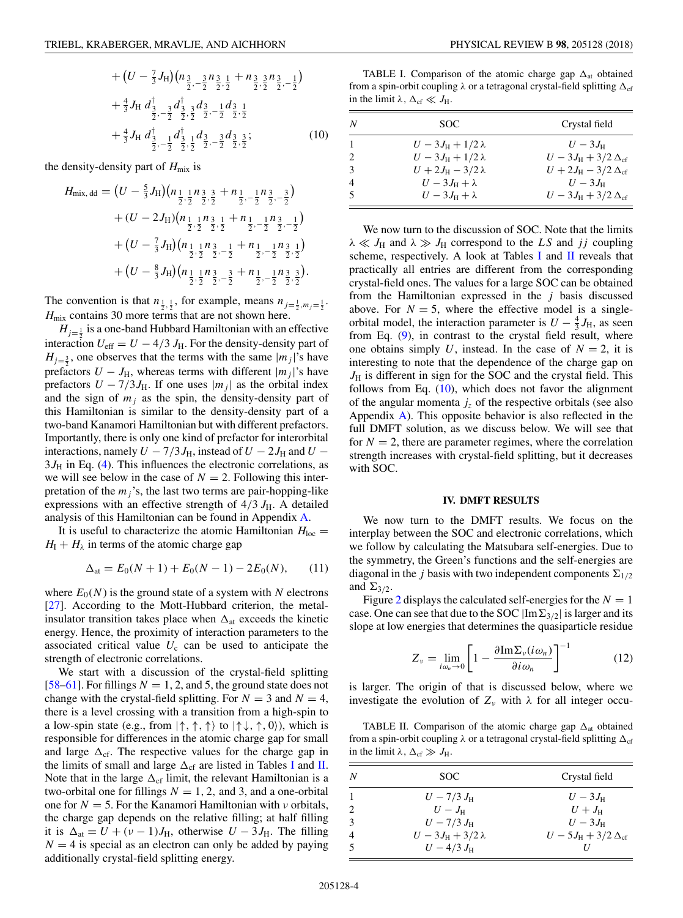$$
\begin{aligned}
&+\left(U-\tfrac{7}{3}J_{\rm H}\right)\left(n_{\frac{3}{2},-\frac{3}{2}}n_{\frac{3}{2},\frac{1}{2}}+n_{\frac{3}{2},\frac{3}{2}}n_{\frac{3}{2},-\frac{1}{2}}\right)\\
&+\tfrac{4}{3}J_{\rm H}\, d^{\dagger}_{\frac{3}{2},-\frac{3}{2}}d^{\dagger}_{\frac{3}{2},\frac{3}{2}}d_{\frac{3}{2},-\frac{1}{2}}d_{\frac{3}{2},\frac{1}{2}}\\
&+\tfrac{4}{3}J_{\rm H}\, d^{\dagger}_{\frac{3}{2},-\frac{1}{2}}d^{\dagger}_{\frac{3}{2},\frac{1}{2}}d_{\frac{3}{2},-\frac{3}{2}}d_{\frac{3}{2},\frac{3}{2}};
\end{aligned}
\tag{10}
$$

the density-density part of $H_{\rm mix}$ is

$$
\begin{aligned}
H_{\rm mix,\,dd} = &\left(U-\tfrac{5}{3}J_{\rm H}\right)\left(n_{\frac{1}{2},\frac{1}{2}}n_{\frac{3}{2},\frac{3}{2}}+n_{\frac{1}{2},-\frac{1}{2}}n_{\frac{3}{2},-\frac{3}{2}}\right)\\
&+(U-2J_{\rm H})\left(n_{\frac{1}{2},\frac{1}{2}}n_{\frac{3}{2},\frac{1}{2}}+n_{\frac{1}{2},-\frac{1}{2}}n_{\frac{3}{2},-\frac{1}{2}}\right)\\
&+\left(U-\tfrac{7}{3}J_{\rm H}\right)\left(n_{\frac{1}{2},\frac{1}{2}}n_{\frac{3}{2},-\frac{1}{2}}+n_{\frac{1}{2},-\frac{1}{2}}n_{\frac{3}{2},\frac{1}{2}}\right)\\
&+\left(U-\tfrac{8}{3}J_{\rm H}\right)\left(n_{\frac{1}{2},\frac{1}{2}}n_{\frac{3}{2},-\frac{3}{2}}+n_{\frac{1}{2},-\frac{1}{2}}n_{\frac{3}{2},\frac{3}{2}}\right).
\end{aligned}
$$

The convention is that $n_{\frac{1}{2},\frac{1}{2}}$, for example, means $n_{j=\frac{1}{2},m_j=\frac{1}{2}}$. $H_{\rm mix}$ contains 30 more terms that are not shown here.

$H_{j=\frac{1}{2}}$ is a one-band Hubbard Hamiltonian with an effective interaction $U_{\rm eff}=U-4/3\,J_{\rm H}$. For the density-density part of $H_{j=\frac{3}{2}}$, one observes that the terms with the same $|m_j|$'s have prefactors $U-J_{\rm H}$, whereas terms with different $|m_j|$'s have prefactors $U-7/3J_{\rm H}$. If one uses $|m_j|$ as the orbital index and the sign of $m_j$ as the spin, the density-density part of this Hamiltonian is similar to the density-density part of a two-band Kanamori Hamiltonian but with different prefactors. Importantly, there is only one kind of prefactor for interorbital interactions, namely $U-7/3J_{\rm H}$, instead of $U-2J_{\rm H}$ and $U-3J_{\rm H}$ in Eq. (4). This influences the electronic correlations, as we will see below in the case of $N=2$. Following this interpretation of the $m_j$'s, the last two terms are pair-hopping-like expressions with an effective strength of $4/3\,J_{\rm H}$. A detailed analysis of this Hamiltonian can be found in Appendix A.

It is useful to characterize the atomic Hamiltonian $H_{\rm loc}=H_{\rm I}+H_{\lambda}$ in terms of the atomic charge gap

$$
\Delta_{\rm at}=E_0(N+1)+E_0(N-1)-2E_0(N), \tag{11}
$$

where $E_0(N)$ is the ground state of a system with $N$ electrons [27]. According to the Mott-Hubbard criterion, the metal-insulator transition takes place when $\Delta_{\rm at}$ exceeds the kinetic energy. Hence, the proximity of interaction parameters to the associated critical value $U_{\rm c}$ can be used to anticipate the strength of electronic correlations.

We start with a discussion of the crystal-field splitting [58–61]. For fillings $N=1$, 2, and 5, the ground state does not change with the crystal-field splitting. For $N=3$ and $N=4$, there is a level crossing with a transition from a high-spin to a low-spin state (e.g., from $|\uparrow,\uparrow,\uparrow\rangle$ to $|\uparrow\downarrow,\uparrow,0\rangle$), which is responsible for differences in the atomic charge gap for small and large $\Delta_{\rm cf}$. The respective values for the charge gap in the limits of small and large $\Delta_{\rm cf}$ are listed in Tables I and II. Note that in the large $\Delta_{\rm cf}$ limit, the relevant Hamiltonian is a two-orbital one for fillings $N=1$, 2, and 3, and a one-orbital one for $N=5$. For the Kanamori Hamiltonian with $\nu$ orbitals, the charge gap depends on the relative filling; at half filling it is $\Delta_{\rm at}=U+(\nu-1)J_{\rm H}$, otherwise $U-3J_{\rm H}$. The filling $N=4$ is special as an electron can only be added by paying additionally crystal-field splitting energy.

TABLE I. Comparison of the atomic charge gap $\Delta_{\rm at}$ obtained from a spin-orbit coupling $\lambda$ or a tetragonal crystal-field splitting $\Delta_{\rm cf}$ in the limit $\lambda,\,\Delta_{\rm cf}\ll J_{\rm H}$.

| $N$ | SOC | Crystal field |
|---|---|---|
| 1 | $U-3J_{\rm H}+1/2\,\lambda$ | $U-3J_{\rm H}$ |
| 2 | $U-3J_{\rm H}+1/2\,\lambda$ | $U-3J_{\rm H}+3/2\,\Delta_{\rm cf}$ |
| 3 | $U+2J_{\rm H}-3/2\,\lambda$ | $U+2J_{\rm H}-3/2\,\Delta_{\rm cf}$ |
| 4 | $U-3J_{\rm H}+\lambda$ | $U-3J_{\rm H}$ |
| 5 | $U-3J_{\rm H}+\lambda$ | $U-3J_{\rm H}+3/2\,\Delta_{\rm cf}$ |

We now turn to the discussion of SOC. Note that the limits $\lambda\ll J_{\rm H}$ and $\lambda\gg J_{\rm H}$ correspond to the $LS$ and $jj$ coupling scheme, respectively. A look at Tables I and II reveals that practically all entries are different from the corresponding crystal-field ones. The values for a large SOC can be obtained from the Hamiltonian expressed in the $j$ basis discussed above. For $N=5$, where the effective model is a single-orbital model, the interaction parameter is $U-\frac{4}{3}J_{\rm H}$, as seen from Eq. (9), in contrast to the crystal field result, where one obtains simply $U$, instead. In the case of $N=2$, it is interesting to note that the dependence of the charge gap on $J_{\rm H}$ is different in sign for the SOC and the crystal field. This follows from Eq. (10), which does not favor the alignment of the angular momenta $j_z$ of the respective orbitals (see also Appendix A). This opposite behavior is also reflected in the full DMFT solution, as we discuss below. We will see that for $N=2$, there are parameter regimes, where the correlation strength increases with crystal-field splitting, but it decreases with SOC.

## IV. DMFT RESULTS

We now turn to the DMFT results. We focus on the interplay between the SOC and electronic correlations, which we follow by calculating the Matsubara self-energies. Due to the symmetry, the Green's functions and the self-energies are diagonal in the $j$ basis with two independent components $\Sigma_{1/2}$ and $\Sigma_{3/2}$.

Figure 2 displays the calculated self-energies for the $N=1$ case. One can see that due to the SOC $|{\rm Im}\Sigma_{3/2}|$ is larger and its slope at low energies that determines the quasiparticle residue

$$
Z_\nu=\lim_{i\omega_n\to 0}\left[1-\frac{\partial{\rm Im}\Sigma_\nu(i\omega_n)}{\partial i\omega_n}\right]^{-1} \tag{12}
$$

is larger. The origin of that is discussed below, where we investigate the evolution of $Z_\nu$ with $\lambda$ for all integer occu-

TABLE II. Comparison of the atomic charge gap $\Delta_{\rm at}$ obtained from a spin-orbit coupling $\lambda$ or a tetragonal crystal-field splitting $\Delta_{\rm cf}$ in the limit $\lambda,\,\Delta_{\rm cf}\gg J_{\rm H}$.

| $N$ | SOC | Crystal field |
|---|---|---|
| 1 | $U-7/3\,J_{\rm H}$ | $U-3J_{\rm H}$ |
| 2 | $U-J_{\rm H}$ | $U+J_{\rm H}$ |
| 3 | $U-7/3\,J_{\rm H}$ | $U-3J_{\rm H}$ |
| 4 | $U-3J_{\rm H}+3/2\,\lambda$ | $U-5J_{\rm H}+3/2\,\Delta_{\rm cf}$ |
| 5 | $U-4/3\,J_{\rm H}$ | $U$ |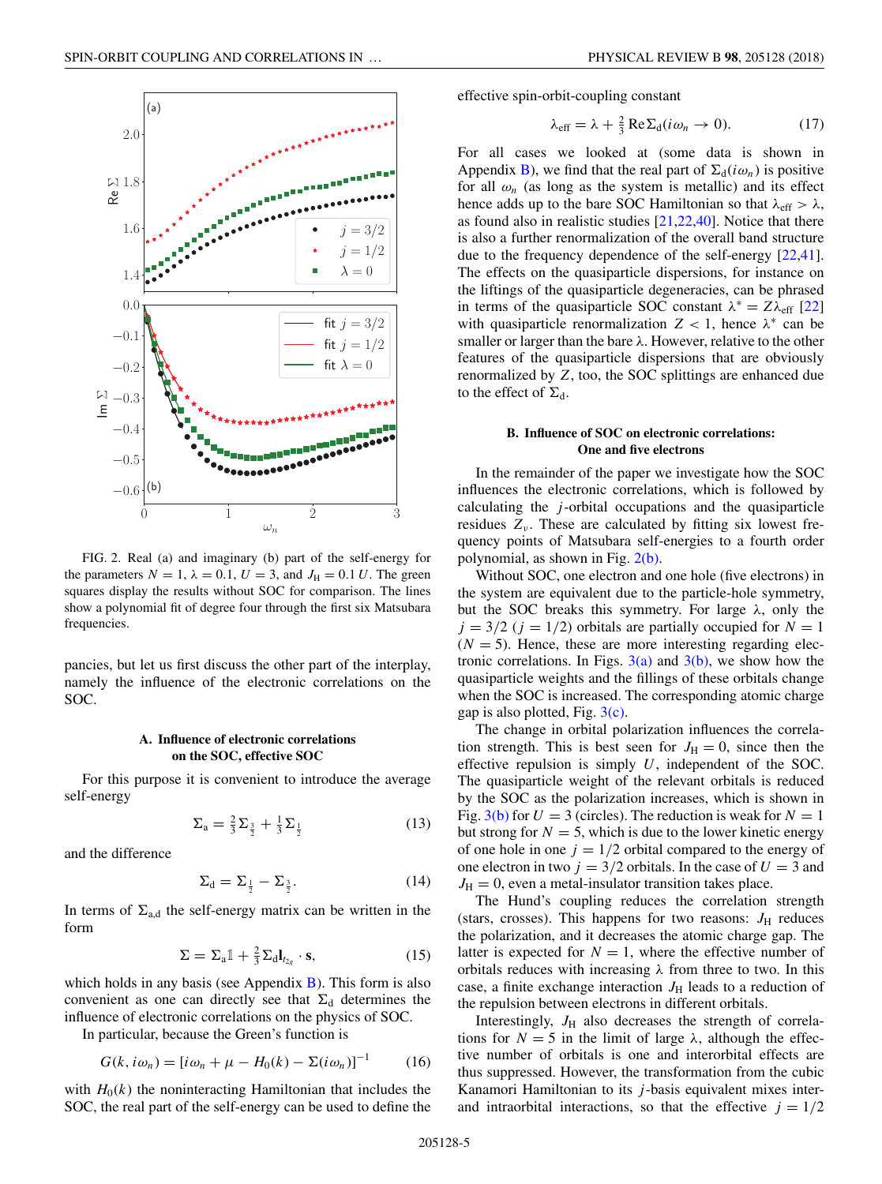FIG. 2. Real (a) and imaginary (b) part of the self-energy for the parameters $N = 1$, $\lambda = 0.1$, $U = 3$, and $J_{\mathrm{H}} = 0.1\,U$. The green squares display the results without SOC for comparison. The lines show a polynomial fit of degree four through the first six Matsubara frequencies.

pancies, but let us first discuss the other part of the interplay, namely the influence of the electronic correlations on the SOC.

### A. Influence of electronic correlations on the SOC, effective SOC

For this purpose it is convenient to introduce the average self-energy

$$\Sigma_{\mathrm{a}} = \tfrac{2}{3}\Sigma_{\frac{3}{2}} + \tfrac{1}{3}\Sigma_{\frac{1}{2}} \tag{13}$$

and the difference

$$\Sigma_{\mathrm{d}} = \Sigma_{\frac{1}{2}} - \Sigma_{\frac{3}{2}}. \tag{14}$$

In terms of $\Sigma_{\mathrm{a,d}}$ the self-energy matrix can be written in the form

$$\Sigma = \Sigma_{\mathrm{a}}\mathbb{1} + \tfrac{2}{3}\Sigma_{\mathrm{d}}\mathbf{l}_{t_{2g}}\cdot\mathbf{s}, \tag{15}$$

which holds in any basis (see Appendix B). This form is also convenient as one can directly see that $\Sigma_{\mathrm{d}}$ determines the influence of electronic correlations on the physics of SOC.

In particular, because the Green's function is

$$G(k, i\omega_n) = [i\omega_n + \mu - H_0(k) - \Sigma(i\omega_n)]^{-1} \tag{16}$$

with $H_0(k)$ the noninteracting Hamiltonian that includes the SOC, the real part of the self-energy can be used to define the effective spin-orbit-coupling constant

$$\lambda_{\mathrm{eff}} = \lambda + \tfrac{2}{3}\,\mathrm{Re}\,\Sigma_{\mathrm{d}}(i\omega_n \to 0). \tag{17}$$

For all cases we looked at (some data is shown in Appendix B), we find that the real part of $\Sigma_{\mathrm{d}}(i\omega_n)$ is positive for all $\omega_n$ (as long as the system is metallic) and its effect hence adds up to the bare SOC Hamiltonian so that $\lambda_{\mathrm{eff}} > \lambda$, as found also in realistic studies [21,22,40]. Notice that there is also a further renormalization of the overall band structure due to the frequency dependence of the self-energy [22,41]. The effects on the quasiparticle dispersions, for instance on the liftings of the quasiparticle degeneracies, can be phrased in terms of the quasiparticle SOC constant $\lambda^* = Z\lambda_{\mathrm{eff}}$ [22] with quasiparticle renormalization $Z < 1$, hence $\lambda^*$ can be smaller or larger than the bare $\lambda$. However, relative to the other features of the quasiparticle dispersions that are obviously renormalized by $Z$, too, the SOC splittings are enhanced due to the effect of $\Sigma_{\mathrm{d}}$.

### B. Influence of SOC on electronic correlations: One and five electrons

In the remainder of the paper we investigate how the SOC influences the electronic correlations, which is followed by calculating the $j$-orbital occupations and the quasiparticle residues $Z_\nu$. These are calculated by fitting six lowest frequency points of Matsubara self-energies to a fourth order polynomial, as shown in Fig. 2(b).

Without SOC, one electron and one hole (five electrons) in the system are equivalent due to the particle-hole symmetry, but the SOC breaks this symmetry. For large $\lambda$, only the $j = 3/2$ ($j = 1/2$) orbitals are partially occupied for $N = 1$ ($N = 5$). Hence, these are more interesting regarding electronic correlations. In Figs. 3(a) and 3(b), we show how the quasiparticle weights and the fillings of these orbitals change when the SOC is increased. The corresponding atomic charge gap is also plotted, Fig. 3(c).

The change in orbital polarization influences the correlation strength. This is best seen for $J_{\mathrm{H}} = 0$, since then the effective repulsion is simply $U$, independent of the SOC. The quasiparticle weight of the relevant orbitals is reduced by the SOC as the polarization increases, which is shown in Fig. 3(b) for $U = 3$ (circles). The reduction is weak for $N = 1$ but strong for $N = 5$, which is due to the lower kinetic energy of one hole in one $j = 1/2$ orbital compared to the energy of one electron in two $j = 3/2$ orbitals. In the case of $U = 3$ and $J_{\mathrm{H}} = 0$, even a metal-insulator transition takes place.

The Hund's coupling reduces the correlation strength (stars, crosses). This happens for two reasons: $J_{\mathrm{H}}$ reduces the polarization, and it decreases the atomic charge gap. The latter is expected for $N = 1$, where the effective number of orbitals reduces with increasing $\lambda$ from three to two. In this case, a finite exchange interaction $J_{\mathrm{H}}$ leads to a reduction of the repulsion between electrons in different orbitals.

Interestingly, $J_{\mathrm{H}}$ also decreases the strength of correlations for $N = 5$ in the limit of large $\lambda$, although the effective number of orbitals is one and interorbital effects are thus suppressed. However, the transformation from the cubic Kanamori Hamiltonian to its $j$-basis equivalent mixes inter- and intraorbital interactions, so that the effective $j = 1/2$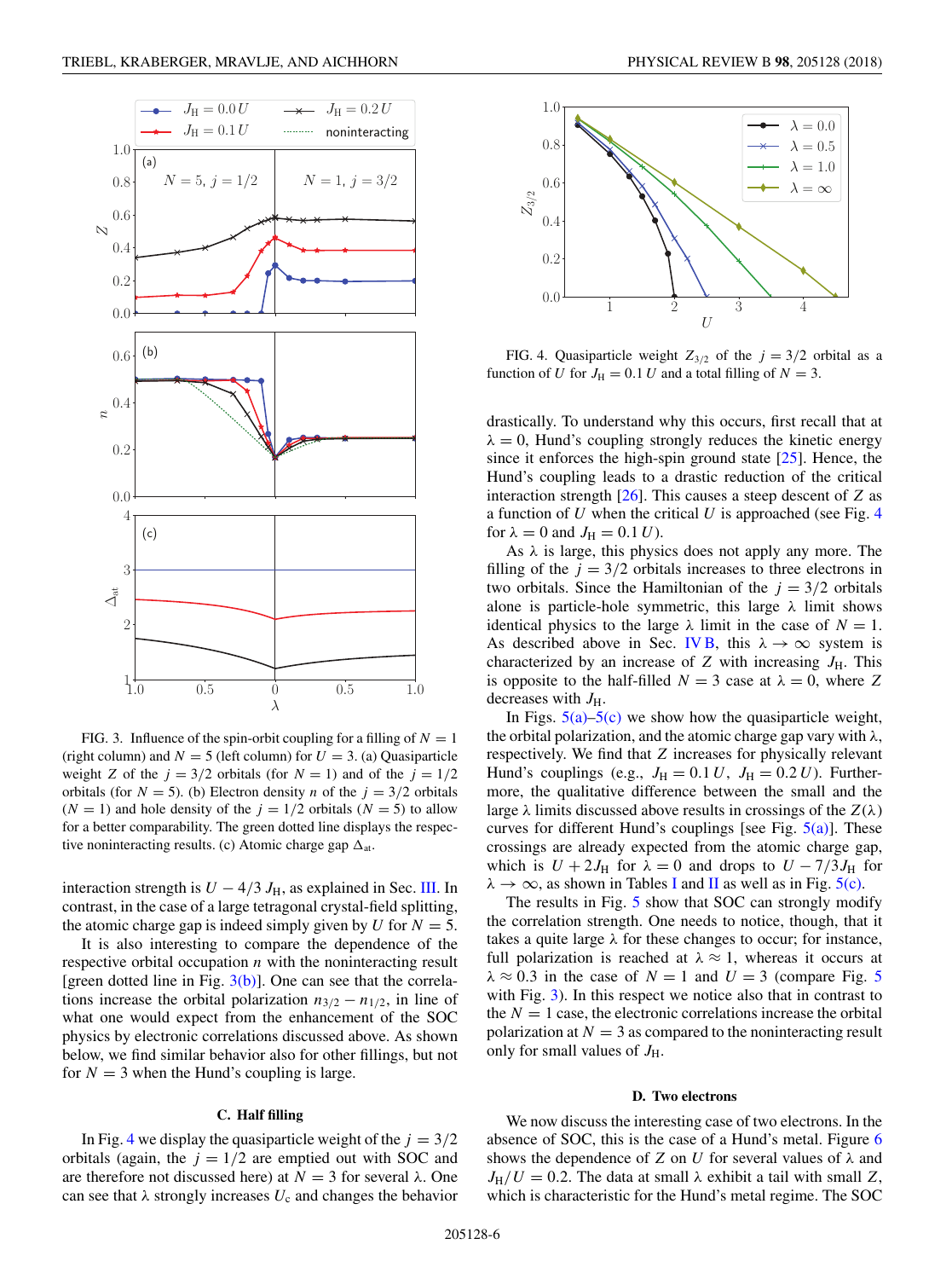FIG. 3. Influence of the spin-orbit coupling for a filling of $N = 1$ (right column) and $N = 5$ (left column) for $U = 3$. (a) Quasiparticle weight $Z$ of the $j = 3/2$ orbitals (for $N = 1$) and of the $j = 1/2$ orbitals (for $N = 5$). (b) Electron density $n$ of the $j = 3/2$ orbitals ($N = 1$) and hole density of the $j = 1/2$ orbitals ($N = 5$) to allow for a better comparability. The green dotted line displays the respective noninteracting results. (c) Atomic charge gap $\Delta_{\rm at}$.

interaction strength is $U - 4/3\, J_{\rm H}$, as explained in Sec. III. In contrast, in the case of a large tetragonal crystal-field splitting, the atomic charge gap is indeed simply given by $U$ for $N = 5$.

It is also interesting to compare the dependence of the respective orbital occupation $n$ with the noninteracting result [green dotted line in Fig. 3(b)]. One can see that the correlations increase the orbital polarization $n_{3/2} - n_{1/2}$, in line of what one would expect from the enhancement of the SOC physics by electronic correlations discussed above. As shown below, we find similar behavior also for other fillings, but not for $N = 3$ when the Hund's coupling is large.

### C. Half filling

In Fig. 4 we display the quasiparticle weight of the $j = 3/2$ orbitals (again, the $j = 1/2$ are emptied out with SOC and are therefore not discussed here) at $N = 3$ for several $\lambda$. One can see that $\lambda$ strongly increases $U_{\rm c}$ and changes the behavior drastically. To understand why this occurs, first recall that at $\lambda = 0$, Hund's coupling strongly reduces the kinetic energy since it enforces the high-spin ground state [25]. Hence, the Hund's coupling leads to a drastic reduction of the critical interaction strength [26]. This causes a steep descent of $Z$ as a function of $U$ when the critical $U$ is approached (see Fig. 4 for $\lambda = 0$ and $J_{\rm H} = 0.1\, U$).

FIG. 4. Quasiparticle weight $Z_{3/2}$ of the $j = 3/2$ orbital as a function of $U$ for $J_{\rm H} = 0.1\, U$ and a total filling of $N = 3$.

As $\lambda$ is large, this physics does not apply any more. The filling of the $j = 3/2$ orbitals increases to three electrons in two orbitals. Since the Hamiltonian of the $j = 3/2$ orbitals alone is particle-hole symmetric, this large $\lambda$ limit shows identical physics to the large $\lambda$ limit in the case of $N = 1$. As described above in Sec. IV B, this $\lambda \to \infty$ system is characterized by an increase of $Z$ with increasing $J_{\rm H}$. This is opposite to the half-filled $N = 3$ case at $\lambda = 0$, where $Z$ decreases with $J_{\rm H}$.

In Figs. 5(a)–5(c) we show how the quasiparticle weight, the orbital polarization, and the atomic charge gap vary with $\lambda$, respectively. We find that $Z$ increases for physically relevant Hund's couplings (e.g., $J_{\rm H} = 0.1\, U$, $J_{\rm H} = 0.2\, U$). Furthermore, the qualitative difference between the small and the large $\lambda$ limits discussed above results in crossings of the $Z(\lambda)$ curves for different Hund's couplings [see Fig. 5(a)]. These crossings are already expected from the atomic charge gap, which is $U + 2J_{\rm H}$ for $\lambda = 0$ and drops to $U - 7/3 J_{\rm H}$ for $\lambda \to \infty$, as shown in Tables I and II as well as in Fig. 5(c).

The results in Fig. 5 show that SOC can strongly modify the correlation strength. One needs to notice, though, that it takes a quite large $\lambda$ for these changes to occur; for instance, full polarization is reached at $\lambda \approx 1$, whereas it occurs at $\lambda \approx 0.3$ in the case of $N = 1$ and $U = 3$ (compare Fig. 5 with Fig. 3). In this respect we notice also that in contrast to the $N = 1$ case, the electronic correlations increase the orbital polarization at $N = 3$ as compared to the noninteracting result only for small values of $J_{\rm H}$.

### D. Two electrons

We now discuss the interesting case of two electrons. In the absence of SOC, this is the case of a Hund's metal. Figure 6 shows the dependence of $Z$ on $U$ for several values of $\lambda$ and $J_{\rm H}/U = 0.2$. The data at small $\lambda$ exhibit a tail with small $Z$, which is characteristic for the Hund's metal regime. The SOC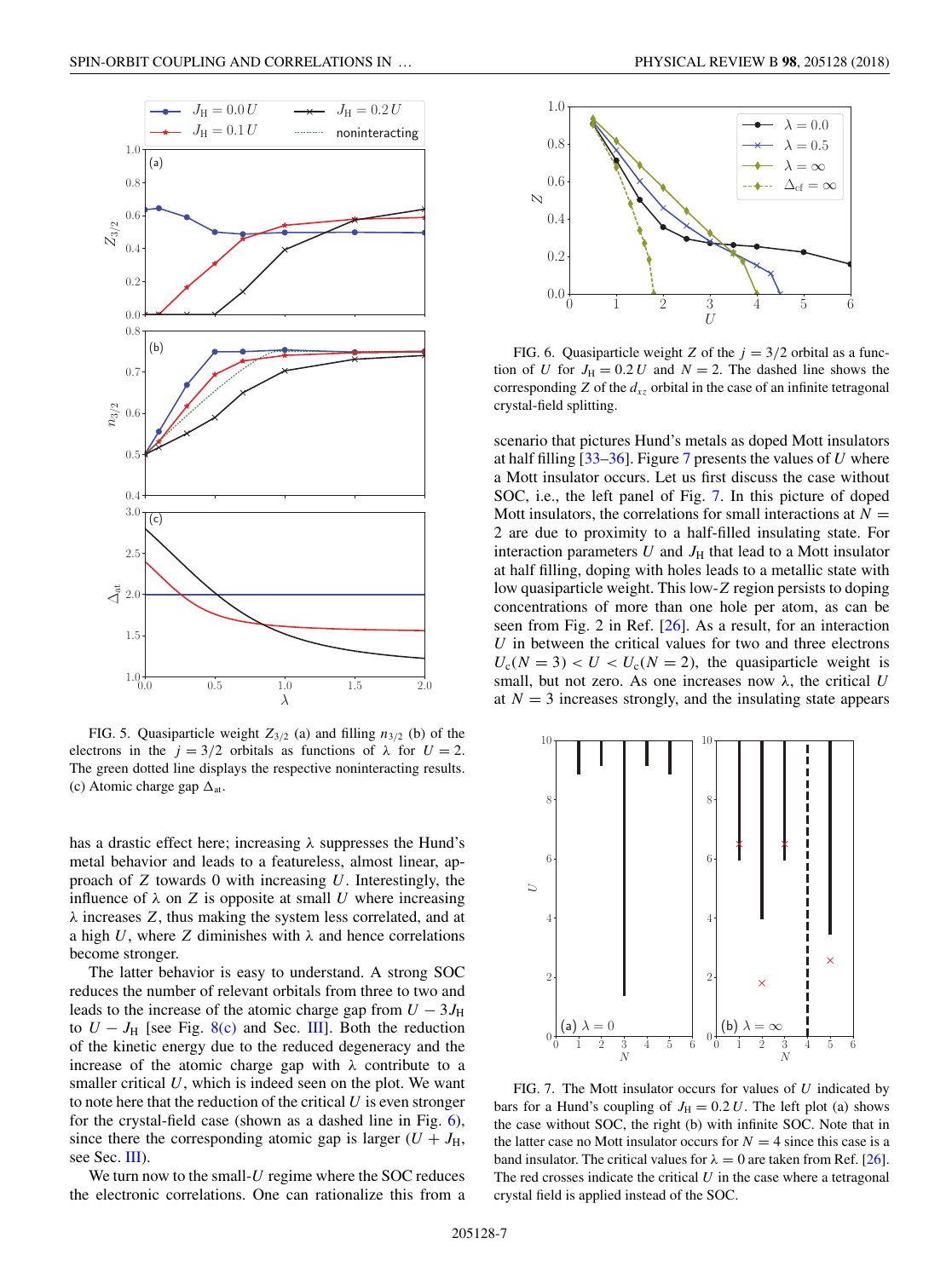FIG. 5. Quasiparticle weight $Z_{3/2}$ (a) and filling $n_{3/2}$ (b) of the electrons in the $j = 3/2$ orbitals as functions of $\lambda$ for $U = 2$. The green dotted line displays the respective noninteracting results. (c) Atomic charge gap $\Delta_{\text{at}}$.

has a drastic effect here; increasing $\lambda$ suppresses the Hund's metal behavior and leads to a featureless, almost linear, approach of $Z$ towards 0 with increasing $U$. Interestingly, the influence of $\lambda$ on $Z$ is opposite at small $U$ where increasing $\lambda$ increases $Z$, thus making the system less correlated, and at a high $U$, where $Z$ diminishes with $\lambda$ and hence correlations become stronger.

The latter behavior is easy to understand. A strong SOC reduces the number of relevant orbitals from three to two and leads to the increase of the atomic charge gap from $U - 3J_{\text{H}}$ to $U - J_{\text{H}}$ [see Fig. 8(c) and Sec. III]. Both the reduction of the kinetic energy due to the reduced degeneracy and the increase of the atomic charge gap with $\lambda$ contribute to a smaller critical $U$, which is indeed seen on the plot. We want to note here that the reduction of the critical $U$ is even stronger for the crystal-field case (shown as a dashed line in Fig. 6), since there the corresponding atomic gap is larger ($U + J_{\text{H}}$, see Sec. III).

We turn now to the small-$U$ regime where the SOC reduces the electronic correlations. One can rationalize this from a scenario that pictures Hund's metals as doped Mott insulators at half filling [33–36]. Figure 7 presents the values of $U$ where a Mott insulator occurs. Let us first discuss the case without SOC, i.e., the left panel of Fig. 7. In this picture of doped Mott insulators, the correlations for small interactions at $N = 2$ are due to proximity to a half-filled insulating state. For interaction parameters $U$ and $J_{\text{H}}$ that lead to a Mott insulator at half filling, doping with holes leads to a metallic state with low quasiparticle weight. This low-$Z$ region persists to doping concentrations of more than one hole per atom, as can be seen from Fig. 2 in Ref. [26]. As a result, for an interaction $U$ in between the critical values for two and three electrons $U_{\text{c}}(N = 3) < U < U_{\text{c}}(N = 2)$, the quasiparticle weight is small, but not zero. As one increases now $\lambda$, the critical $U$ at $N = 3$ increases strongly, and the insulating state appears

FIG. 6. Quasiparticle weight $Z$ of the $j = 3/2$ orbital as a function of $U$ for $J_{\text{H}} = 0.2\,U$ and $N = 2$. The dashed line shows the corresponding $Z$ of the $d_{xz}$ orbital in the case of an infinite tetragonal crystal-field splitting.

FIG. 7. The Mott insulator occurs for values of $U$ indicated by bars for a Hund's coupling of $J_{\text{H}} = 0.2\,U$. The left plot (a) shows the case without SOC, the right (b) with infinite SOC. Note that in the latter case no Mott insulator occurs for $N = 4$ since this case is a band insulator. The critical values for $\lambda = 0$ are taken from Ref. [26]. The red crosses indicate the critical $U$ in the case where a tetragonal crystal field is applied instead of the SOC.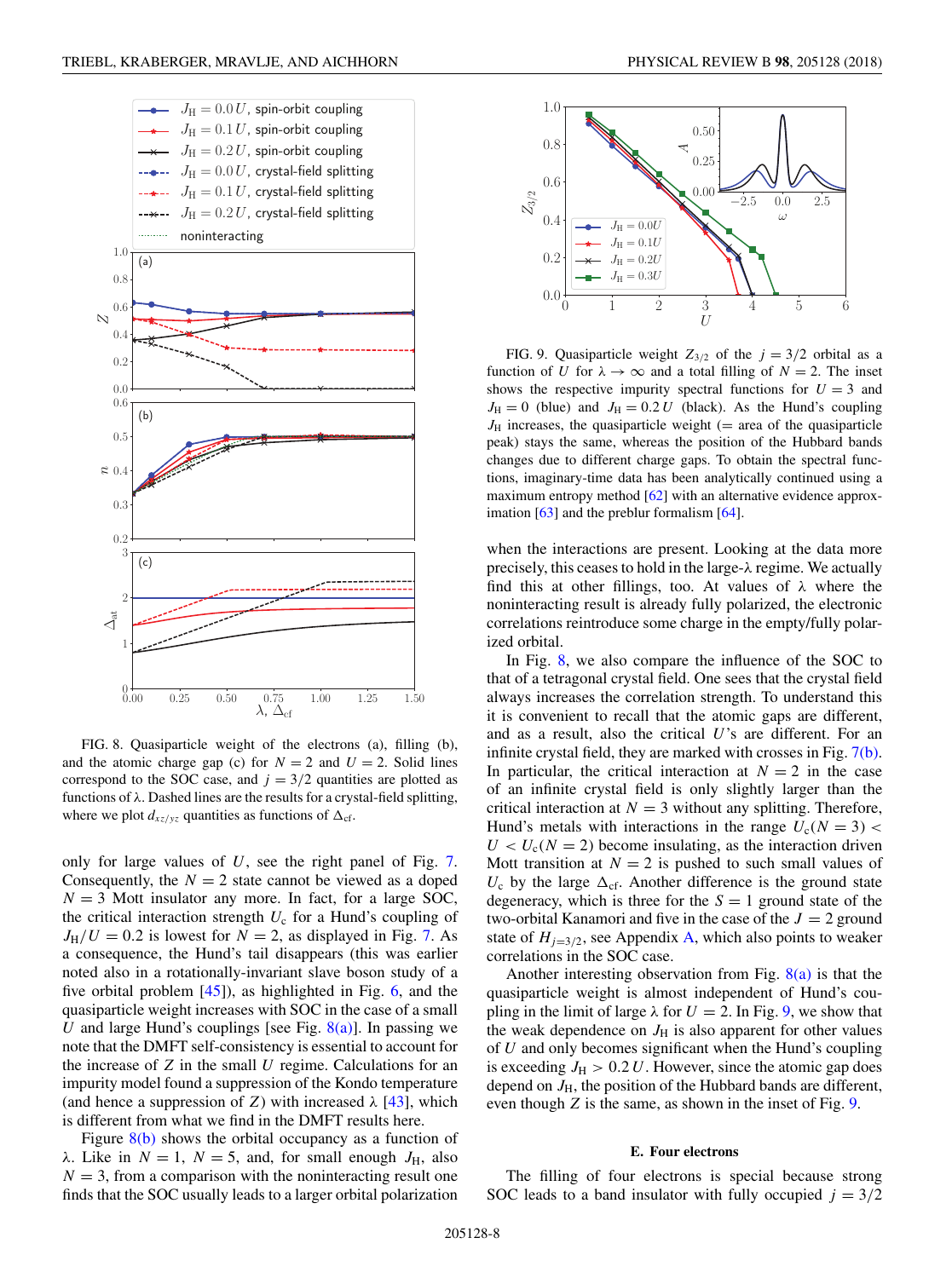FIG. 8. Quasiparticle weight of the electrons (a), filling (b), and the atomic charge gap (c) for $N = 2$ and $U = 2$. Solid lines correspond to the SOC case, and $j = 3/2$ quantities are plotted as functions of $\lambda$. Dashed lines are the results for a crystal-field splitting, where we plot $d_{xz/yz}$ quantities as functions of $\Delta_{\rm cf}$.

only for large values of $U$, see the right panel of Fig. 7. Consequently, the $N = 2$ state cannot be viewed as a doped $N = 3$ Mott insulator any more. In fact, for a large SOC, the critical interaction strength $U_c$ for a Hund's coupling of $J_H/U = 0.2$ is lowest for $N = 2$, as displayed in Fig. 7. As a consequence, the Hund's tail disappears (this was earlier noted also in a rotationally-invariant slave boson study of a five orbital problem [45]), as highlighted in Fig. 6, and the quasiparticle weight increases with SOC in the case of a small $U$ and large Hund's couplings [see Fig. 8(a)]. In passing we note that the DMFT self-consistency is essential to account for the increase of $Z$ in the small $U$ regime. Calculations for an impurity model found a suppression of the Kondo temperature (and hence a suppression of $Z$) with increased $\lambda$ [43], which is different from what we find in the DMFT results here.

Figure 8(b) shows the orbital occupancy as a function of $\lambda$. Like in $N = 1$, $N = 5$, and, for small enough $J_H$, also $N = 3$, from a comparison with the noninteracting result one finds that the SOC usually leads to a larger orbital polarization when the interactions are present. Looking at the data more precisely, this ceases to hold in the large-$\lambda$ regime. We actually find this at other fillings, too. At values of $\lambda$ where the noninteracting result is already fully polarized, the electronic correlations reintroduce some charge in the empty/fully polarized orbital.

In Fig. 8, we also compare the influence of the SOC to that of a tetragonal crystal field. One sees that the crystal field always increases the correlation strength. To understand this it is convenient to recall that the atomic gaps are different, and as a result, also the critical $U$'s are different. For an infinite crystal field, they are marked with crosses in Fig. 7(b). In particular, the critical interaction at $N = 2$ in the case of an infinite crystal field is only slightly larger than the critical interaction at $N = 3$ without any splitting. Therefore, Hund's metals with interactions in the range $U_c(N = 3) < U < U_c(N = 2)$ become insulating, as the interaction driven Mott transition at $N = 2$ is pushed to such small values of $U_c$ by the large $\Delta_{\rm cf}$. Another difference is the ground state degeneracy, which is three for the $S = 1$ ground state of the two-orbital Kanamori and five in the case of the $J = 2$ ground state of $H_{j=3/2}$, see Appendix A, which also points to weaker correlations in the SOC case.

FIG. 9. Quasiparticle weight $Z_{3/2}$ of the $j = 3/2$ orbital as a function of $U$ for $\lambda \to \infty$ and a total filling of $N = 2$. The inset shows the respective impurity spectral functions for $U = 3$ and $J_H = 0$ (blue) and $J_H = 0.2\,U$ (black). As the Hund's coupling $J_H$ increases, the quasiparticle weight (= area of the quasiparticle peak) stays the same, whereas the position of the Hubbard bands changes due to different charge gaps. To obtain the spectral functions, imaginary-time data has been analytically continued using a maximum entropy method [62] with an alternative evidence approximation [63] and the preblur formalism [64].

Another interesting observation from Fig. 8(a) is that the quasiparticle weight is almost independent of Hund's coupling in the limit of large $\lambda$ for $U = 2$. In Fig. 9, we show that the weak dependence on $J_H$ is also apparent for other values of $U$ and only becomes significant when the Hund's coupling is exceeding $J_H > 0.2\,U$. However, since the atomic gap does depend on $J_H$, the position of the Hubbard bands are different, even though $Z$ is the same, as shown in the inset of Fig. 9.

### E. Four electrons

The filling of four electrons is special because strong SOC leads to a band insulator with fully occupied $j = 3/2$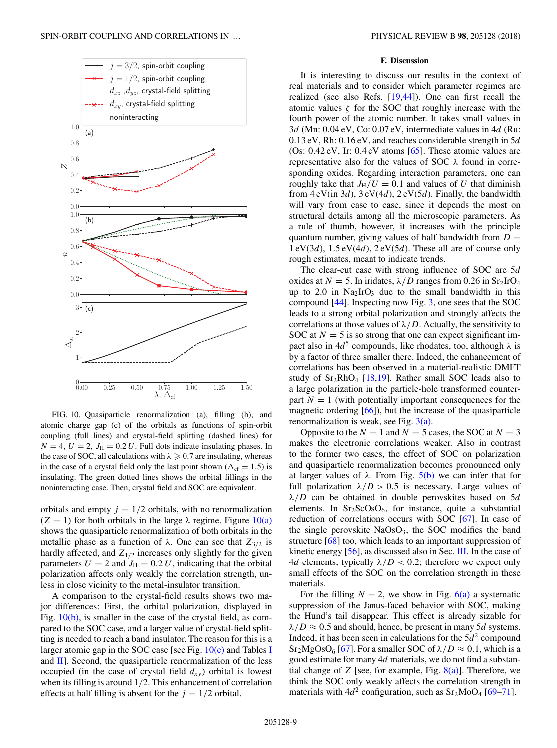FIG. 10. Quasiparticle renormalization (a), filling (b), and atomic charge gap (c) of the orbitals as functions of spin-orbit coupling (full lines) and crystal-field splitting (dashed lines) for $N = 4$, $U = 2$, $J_H = 0.2\,U$. Full dots indicate insulating phases. In the case of SOC, all calculations with $\lambda \geqslant 0.7$ are insulating, whereas in the case of a crystal field only the last point shown ($\Delta_{cf} = 1.5$) is insulating. The green dotted lines shows the orbital fillings in the noninteracting case. Then, crystal field and SOC are equivalent.

orbitals and empty $j = 1/2$ orbitals, with no renormalization ($Z = 1$) for both orbitals in the large $\lambda$ regime. Figure 10(a) shows the quasiparticle renormalization of both orbitals in the metallic phase as a function of $\lambda$. One can see that $Z_{3/2}$ is hardly affected, and $Z_{1/2}$ increases only slightly for the given parameters $U = 2$ and $J_H = 0.2\,U$, indicating that the orbital polarization affects only weakly the correlation strength, unless in close vicinity to the metal-insulator transition.

A comparison to the crystal-field results shows two major differences: First, the orbital polarization, displayed in Fig. 10(b), is smaller in the case of the crystal field, as compared to the SOC case, and a larger value of crystal-field splitting is needed to reach a band insulator. The reason for this is a larger atomic gap in the SOC case [see Fig. 10(c) and Tables I and II]. Second, the quasiparticle renormalization of the less occupied (in the case of crystal field $d_{xy}$) orbital is lowest when its filling is around 1/2. This enhancement of correlation effects at half filling is absent for the $j = 1/2$ orbital.

### F. Discussion

It is interesting to discuss our results in the context of real materials and to consider which parameter regimes are realized (see also Refs. [19,44]). One can first recall the atomic values $\zeta$ for the SOC that roughly increase with the fourth power of the atomic number. It takes small values in $3d$ (Mn: 0.04 eV, Co: 0.07 eV, intermediate values in $4d$ (Ru: 0.13 eV, Rh: 0.16 eV, and reaches considerable strength in $5d$ (Os: 0.42 eV, Ir: 0.4 eV atoms [65]. These atomic values are representative also for the values of SOC $\lambda$ found in corresponding oxides. Regarding interaction parameters, one can roughly take that $J_H/U = 0.1$ and values of $U$ that diminish from 4 eV($3d$), 3 eV($4d$), 2 eV($5d$). Finally, the bandwidth will vary from case to case, since it depends the most on structural details among all the microscopic parameters. As a rule of thumb, however, it increases with the principle quantum number, giving values of half bandwidth from $D =$ 1 eV($3d$), 1.5 eV($4d$), 2 eV($5d$). These all are of course only rough estimates, meant to indicate trends.

The clear-cut case with strong influence of SOC are $5d$ oxides at $N = 5$. In iridates, $\lambda/D$ ranges from 0.26 in $Sr_2IrO_4$ up to 2.0 in $Na_2IrO_3$ due to the small bandwidth in this compound [44]. Inspecting now Fig. 3, one sees that the SOC leads to a strong orbital polarization and strongly affects the correlations at those values of $\lambda/D$. Actually, the sensitivity to SOC at $N = 5$ is so strong that one can expect significant impact also in $4d^5$ compounds, like rhodates, too, although $\lambda$ is by a factor of three smaller there. Indeed, the enhancement of correlations has been observed in a material-realistic DMFT study of $Sr_2RhO_4$ [18,19]. Rather small SOC leads also to a large polarization in the particle-hole transformed counterpart $N = 1$ (with potentially important consequences for the magnetic ordering [66]), but the increase of the quasiparticle renormalization is weak, see Fig. 3(a).

Opposite to the $N = 1$ and $N = 5$ cases, the SOC at $N = 3$ makes the electronic correlations weaker. Also in contrast to the former two cases, the effect of SOC on polarization and quasiparticle renormalization becomes pronounced only at larger values of $\lambda$. From Fig. 5(b) we can infer that for full polarization $\lambda/D > 0.5$ is necessary. Large values of $\lambda/D$ can be obtained in double perovskites based on $5d$ elements. In $Sr_2ScOsO_6$, for instance, quite a substantial reduction of correlations occurs with SOC [67]. In case of the single perovskite $NaOsO_3$, the SOC modifies the band structure [68] too, which leads to an important suppression of kinetic energy [56], as discussed also in Sec. III. In the case of $4d$ elements, typically $\lambda/D < 0.2$; therefore we expect only small effects of the SOC on the correlation strength in these materials.

For the filling $N = 2$, we show in Fig. 6(a) a systematic suppression of the Janus-faced behavior with SOC, making the Hund's tail disappear. This effect is already sizable for $\lambda/D \approx 0.5$ and should, hence, be present in many $5d$ systems. Indeed, it has been seen in calculations for the $5d^2$ compound $Sr_2MgOsO_6$ [67]. For a smaller SOC of $\lambda/D \approx 0.1$, which is a good estimate for many $4d$ materials, we do not find a substantial change of $Z$ [see, for example, Fig. 8(a)]. Therefore, we think the SOC only weakly affects the correlation strength in materials with $4d^2$ configuration, such as $Sr_2MoO_4$ [69–71].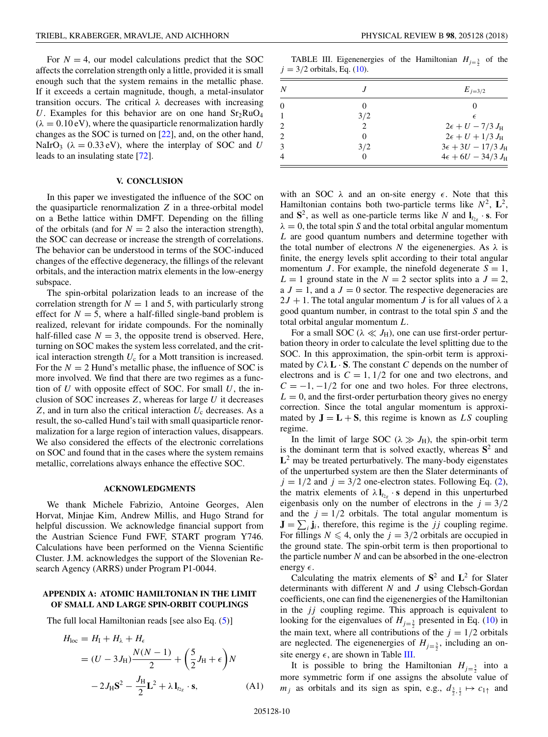For $N = 4$, our model calculations predict that the SOC affects the correlation strength only a little, provided it is small enough such that the system remains in the metallic phase. If it exceeds a certain magnitude, though, a metal-insulator transition occurs. The critical $\lambda$ decreases with increasing $U$. Examples for this behavior are on one hand $Sr_2RuO_4$ ($\lambda = 0.10$ eV), where the quasiparticle renormalization hardly changes as the SOC is turned on [22], and, on the other hand, $NaIrO_3$ ($\lambda = 0.33$ eV), where the interplay of SOC and $U$ leads to an insulating state [72].

## V. CONCLUSION

In this paper we investigated the influence of the SOC on the quasiparticle renormalization $Z$ in a three-orbital model on a Bethe lattice within DMFT. Depending on the filling of the orbitals (and for $N = 2$ also the interaction strength), the SOC can decrease or increase the strength of correlations. The behavior can be understood in terms of the SOC-induced changes of the effective degeneracy, the fillings of the relevant orbitals, and the interaction matrix elements in the low-energy subspace.

The spin-orbital polarization leads to an increase of the correlation strength for $N = 1$ and 5, with particularly strong effect for $N = 5$, where a half-filled single-band problem is realized, relevant for iridate compounds. For the nominally half-filled case $N = 3$, the opposite trend is observed. Here, turning on SOC makes the system less correlated, and the critical interaction strength $U_c$ for a Mott transition is increased. For the $N = 2$ Hund's metallic phase, the influence of SOC is more involved. We find that there are two regimes as a function of $U$ with opposite effect of SOC. For small $U$, the inclusion of SOC increases $Z$, whereas for large $U$ it decreases $Z$, and in turn also the critical interaction $U_c$ decreases. As a result, the so-called Hund's tail with small quasiparticle renormalization for a large region of interaction values, disappears. We also considered the effects of the electronic correlations on SOC and found that in the cases where the system remains metallic, correlations always enhance the effective SOC.

## ACKNOWLEDGMENTS

We thank Michele Fabrizio, Antoine Georges, Alen Horvat, Minjae Kim, Andrew Millis, and Hugo Strand for helpful discussion. We acknowledge financial support from the Austrian Science Fund FWF, START program Y746. Calculations have been performed on the Vienna Scientific Cluster. J.M. acknowledges the support of the Slovenian Research Agency (ARRS) under Program P1-0044.

## APPENDIX A: ATOMIC HAMILTONIAN IN THE LIMIT OF SMALL AND LARGE SPIN-ORBIT COUPLINGS

The full local Hamiltonian reads [see also Eq. (5)]

$$
\begin{aligned}
H_{\text{loc}} &= H_{\text{I}} + H_{\lambda} + H_{\epsilon} \\
&= (U - 3J_{\text{H}})\frac{N(N-1)}{2} + \left(\frac{5}{2}J_{\text{H}} + \epsilon\right)N \\
&\quad - 2J_{\text{H}}\mathbf{S}^2 - \frac{J_{\text{H}}}{2}\mathbf{L}^2 + \lambda\,\mathbf{l}_{t_{2g}} \cdot \mathbf{s},
\end{aligned}
\qquad \text{(A1)}
$$

with an SOC $\lambda$ and an on-site energy $\epsilon$. Note that this Hamiltonian contains both two-particle terms like $N^2$, $\mathbf{L}^2$, and $\mathbf{S}^2$, as well as one-particle terms like $N$ and $\mathbf{l}_{t_{2g}} \cdot \mathbf{s}$. For $\lambda = 0$, the total spin $S$ and the total orbital angular momentum $L$ are good quantum numbers and determine together with the total number of electrons $N$ the eigenenergies. As $\lambda$ is finite, the energy levels split according to their total angular momentum $J$. For example, the ninefold degenerate $S = 1$, $L = 1$ ground state in the $N = 2$ sector splits into a $J = 2$, a $J = 1$, and a $J = 0$ sector. The respective degeneracies are $2J + 1$. The total angular momentum $J$ is for all values of $\lambda$ a good quantum number, in contrast to the total spin $S$ and the total orbital angular momentum $L$.

For a small SOC ($\lambda \ll J_{\text{H}}$), one can use first-order perturbation theory in order to calculate the level splitting due to the SOC. In this approximation, the spin-orbit term is approximated by $C\lambda\,\mathbf{L} \cdot \mathbf{S}$. The constant $C$ depends on the number of electrons and is $C = 1, 1/2$ for one and two electrons, and $C = -1, -1/2$ for one and two holes. For three electrons, $L = 0$, and the first-order perturbation theory gives no energy correction. Since the total angular momentum is approximated by $\mathbf{J} = \mathbf{L} + \mathbf{S}$, this regime is known as $LS$ coupling regime.

In the limit of large SOC ($\lambda \gg J_{\text{H}}$), the spin-orbit term is the dominant term that is solved exactly, whereas $\mathbf{S}^2$ and $\mathbf{L}^2$ may be treated perturbatively. The many-body eigenstates of the unperturbed system are then the Slater determinants of $j = 1/2$ and $j = 3/2$ one-electron states. Following Eq. (2), the matrix elements of $\lambda\,\mathbf{l}_{t_{2g}} \cdot \mathbf{s}$ depend in this unperturbed eigenbasis only on the number of electrons in the $j = 3/2$ and the $j = 1/2$ orbitals. The total angular momentum is $\mathbf{J} = \sum_i \mathbf{j}_i$, therefore, this regime is the $jj$ coupling regime. For fillings $N \leqslant 4$, only the $j = 3/2$ orbitals are occupied in the ground state. The spin-orbit term is then proportional to the particle number $N$ and can be absorbed in the one-electron energy $\epsilon$.

TABLE III. Eigenenergies of the Hamiltonian $H_{j=\frac{3}{2}}$ of the $j = 3/2$ orbitals, Eq. (10).

| $N$ | $J$ | $E_{j=3/2}$ |
|---|---|---|
| 0 | 0 | 0 |
| 1 | 3/2 | $\epsilon$ |
| 2 | 2 | $2\epsilon + U - 7/3\,J_{\text{H}}$ |
| 2 | 0 | $2\epsilon + U + 1/3\,J_{\text{H}}$ |
| 3 | 3/2 | $3\epsilon + 3U - 17/3\,J_{\text{H}}$ |
| 4 | 0 | $4\epsilon + 6U - 34/3\,J_{\text{H}}$ |

Calculating the matrix elements of $\mathbf{S}^2$ and $\mathbf{L}^2$ for Slater determinants with different $N$ and $J$ using Clebsch-Gordan coefficients, one can find the eigenenergies of the Hamiltonian in the $jj$ coupling regime. This approach is equivalent to looking for the eigenvalues of $H_{j=\frac{3}{2}}$ presented in Eq. (10) in the main text, where all contributions of the $j = 1/2$ orbitals are neglected. The eigenenergies of $H_{j=\frac{3}{2}}$, including an on-site energy $\epsilon$, are shown in Table III.

It is possible to bring the Hamiltonian $H_{j=\frac{3}{2}}$ into a more symmetric form if one assigns the absolute value of $m_j$ as orbitals and its sign as spin, e.g., $d_{\frac{3}{2},\frac{1}{2}} \mapsto c_{1\uparrow}$ and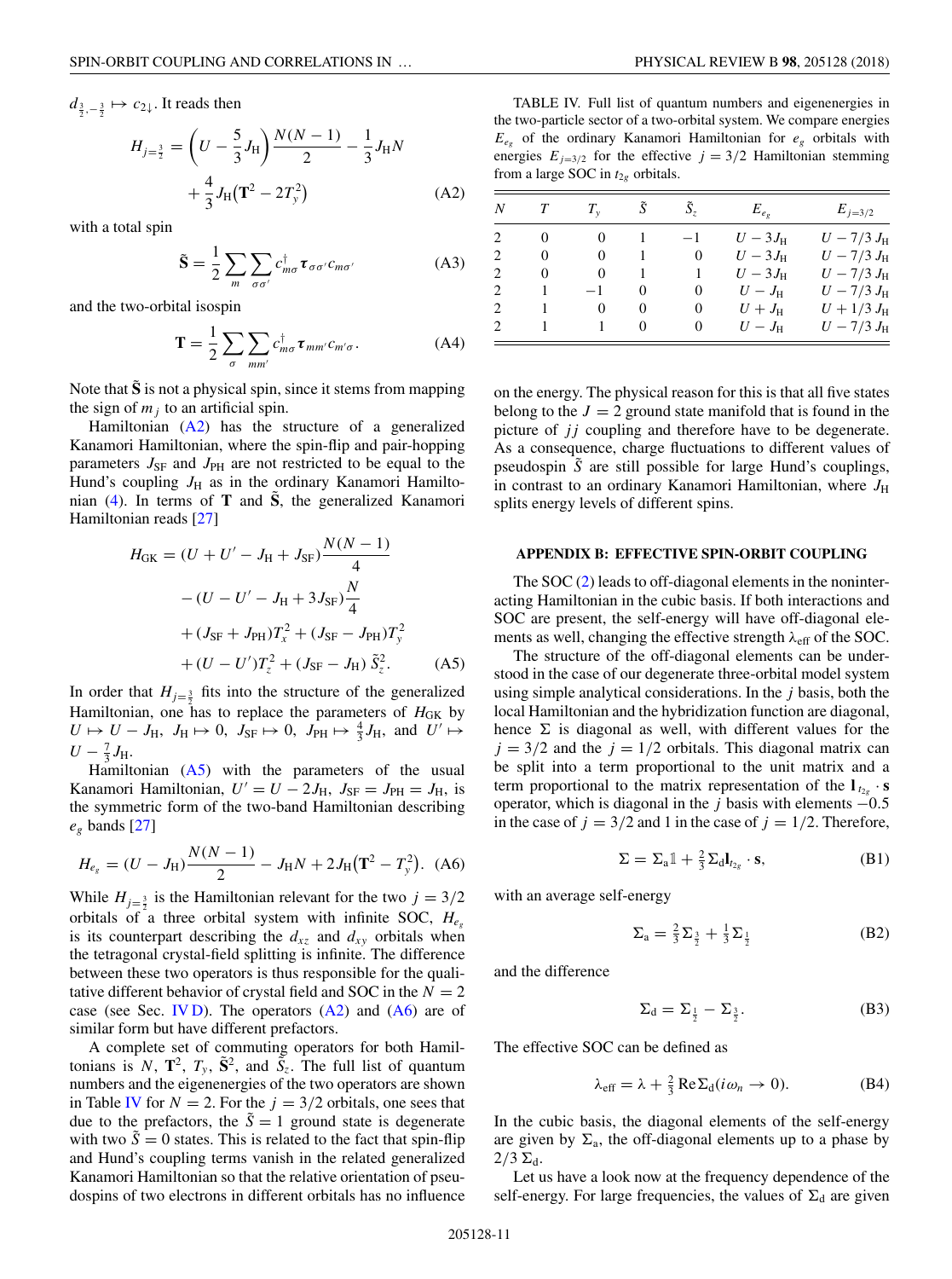$d_{\frac{3}{2},-\frac{3}{2}} \mapsto c_{2\downarrow}$. It reads then

$$H_{j=\frac{3}{2}} = \left(U - \frac{5}{3}J_{\mathrm{H}}\right)\frac{N(N-1)}{2} - \frac{1}{3}J_{\mathrm{H}}N + \frac{4}{3}J_{\mathrm{H}}\left(\mathbf{T}^2 - 2T_y^2\right) \tag{A2}$$

with a total spin

$$\tilde{\mathbf{S}} = \frac{1}{2}\sum_m \sum_{\sigma\sigma'} c^\dagger_{m\sigma}\boldsymbol{\tau}_{\sigma\sigma'}c_{m\sigma'} \tag{A3}$$

and the two-orbital isospin

$$\mathbf{T} = \frac{1}{2}\sum_\sigma \sum_{mm'} c^\dagger_{m\sigma}\boldsymbol{\tau}_{mm'}c_{m'\sigma}. \tag{A4}$$

Note that $\tilde{\mathbf{S}}$ is not a physical spin, since it stems from mapping the sign of $m_j$ to an artificial spin.

Hamiltonian (A2) has the structure of a generalized Kanamori Hamiltonian, where the spin-flip and pair-hopping parameters $J_{\mathrm{SF}}$ and $J_{\mathrm{PH}}$ are not restricted to be equal to the Hund's coupling $J_{\mathrm{H}}$ as in the ordinary Kanamori Hamiltonian (4). In terms of $\mathbf{T}$ and $\tilde{\mathbf{S}}$, the generalized Kanamori Hamiltonian reads [27]

$$\begin{aligned} H_{\mathrm{GK}} = {} & (U + U' - J_{\mathrm{H}} + J_{\mathrm{SF}})\frac{N(N-1)}{4} \\ & - (U - U' - J_{\mathrm{H}} + 3J_{\mathrm{SF}})\frac{N}{4} \\ & + (J_{\mathrm{SF}} + J_{\mathrm{PH}})T_x^2 + (J_{\mathrm{SF}} - J_{\mathrm{PH}})T_y^2 \\ & + (U - U')T_z^2 + (J_{\mathrm{SF}} - J_{\mathrm{H}})\,\tilde{S}_z^2. \end{aligned} \tag{A5}$$

In order that $H_{j=\frac{3}{2}}$ fits into the structure of the generalized Hamiltonian, one has to replace the parameters of $H_{\mathrm{GK}}$ by $U \mapsto U - J_{\mathrm{H}}$, $J_{\mathrm{H}} \mapsto 0$, $J_{\mathrm{SF}} \mapsto 0$, $J_{\mathrm{PH}} \mapsto \frac{4}{3}J_{\mathrm{H}}$, and $U' \mapsto U - \frac{7}{3}J_{\mathrm{H}}$.

Hamiltonian (A5) with the parameters of the usual Kanamori Hamiltonian, $U' = U - 2J_{\mathrm{H}}$, $J_{\mathrm{SF}} = J_{\mathrm{PH}} = J_{\mathrm{H}}$, is the symmetric form of the two-band Hamiltonian describing $e_g$ bands [27]

$$H_{e_g} = (U - J_{\mathrm{H}})\frac{N(N-1)}{2} - J_{\mathrm{H}}N + 2J_{\mathrm{H}}\left(\mathbf{T}^2 - T_y^2\right). \tag{A6}$$

While $H_{j=\frac{3}{2}}$ is the Hamiltonian relevant for the two $j = 3/2$ orbitals of a three orbital system with infinite SOC, $H_{e_g}$ is its counterpart describing the $d_{xz}$ and $d_{xy}$ orbitals when the tetragonal crystal-field splitting is infinite. The difference between these two operators is thus responsible for the qualitative different behavior of crystal field and SOC in the $N = 2$ case (see Sec. IV D). The operators (A2) and (A6) are of similar form but have different prefactors.

A complete set of commuting operators for both Hamiltonians is $N$, $\mathbf{T}^2$, $T_y$, $\tilde{\mathbf{S}}^2$, and $\tilde{S}_z$. The full list of quantum numbers and the eigenenergies of the two operators are shown in Table IV for $N = 2$. For the $j = 3/2$ orbitals, one sees that due to the prefactors, the $\tilde{S} = 1$ ground state is degenerate with two $\tilde{S} = 0$ states. This is related to the fact that spin-flip and Hund's coupling terms vanish in the related generalized Kanamori Hamiltonian so that the relative orientation of pseudospins of two electrons in different orbitals has no influence on the energy. The physical reason for this is that all five states belong to the $J = 2$ ground state manifold that is found in the picture of $jj$ coupling and therefore have to be degenerate. As a consequence, charge fluctuations to different values of pseudospin $\tilde{S}$ are still possible for large Hund's couplings, in contrast to an ordinary Kanamori Hamiltonian, where $J_{\mathrm{H}}$ splits energy levels of different spins.

TABLE IV. Full list of quantum numbers and eigenenergies in the two-particle sector of a two-orbital system. We compare energies $E_{e_g}$ of the ordinary Kanamori Hamiltonian for $e_g$ orbitals with energies $E_{j=3/2}$ for the effective $j = 3/2$ Hamiltonian stemming from a large SOC in $t_{2g}$ orbitals.

| $N$ | $T$ | $T_y$ | $\tilde{S}$ | $\tilde{S}_z$ | $E_{e_g}$ | $E_{j=3/2}$ |
|---|---|---|---|---|---|---|
| 2 | 0 | 0 | 1 | $-1$ | $U - 3J_{\mathrm{H}}$ | $U - 7/3\,J_{\mathrm{H}}$ |
| 2 | 0 | 0 | 1 | 0 | $U - 3J_{\mathrm{H}}$ | $U - 7/3\,J_{\mathrm{H}}$ |
| 2 | 0 | 0 | 1 | 1 | $U - 3J_{\mathrm{H}}$ | $U - 7/3\,J_{\mathrm{H}}$ |
| 2 | 1 | $-1$ | 0 | 0 | $U - J_{\mathrm{H}}$ | $U - 7/3\,J_{\mathrm{H}}$ |
| 2 | 1 | 0 | 0 | 0 | $U + J_{\mathrm{H}}$ | $U + 1/3\,J_{\mathrm{H}}$ |
| 2 | 1 | 1 | 0 | 0 | $U - J_{\mathrm{H}}$ | $U - 7/3\,J_{\mathrm{H}}$ |

## APPENDIX B: EFFECTIVE SPIN-ORBIT COUPLING

The SOC (2) leads to off-diagonal elements in the noninteracting Hamiltonian in the cubic basis. If both interactions and SOC are present, the self-energy will have off-diagonal elements as well, changing the effective strength $\lambda_{\mathrm{eff}}$ of the SOC.

The structure of the off-diagonal elements can be understood in the case of our degenerate three-orbital model system using simple analytical considerations. In the $j$ basis, both the local Hamiltonian and the hybridization function are diagonal, hence $\Sigma$ is diagonal as well, with different values for the $j = 3/2$ and the $j = 1/2$ orbitals. This diagonal matrix can be split into a term proportional to the unit matrix and a term proportional to the matrix representation of the $\mathbf{l}_{t_{2g}} \cdot \mathbf{s}$ operator, which is diagonal in the $j$ basis with elements $-0.5$ in the case of $j = 3/2$ and 1 in the case of $j = 1/2$. Therefore,

$$\Sigma = \Sigma_{\mathrm{a}}\mathbb{1} + \tfrac{2}{3}\Sigma_{\mathrm{d}}\mathbf{l}_{t_{2g}} \cdot \mathbf{s}, \tag{B1}$$

with an average self-energy

$$\Sigma_{\mathrm{a}} = \tfrac{2}{3}\Sigma_{\frac{3}{2}} + \tfrac{1}{3}\Sigma_{\frac{1}{2}} \tag{B2}$$

and the difference

$$\Sigma_{\mathrm{d}} = \Sigma_{\frac{1}{2}} - \Sigma_{\frac{3}{2}}. \tag{B3}$$

The effective SOC can be defined as

$$\lambda_{\mathrm{eff}} = \lambda + \tfrac{2}{3}\,\mathrm{Re}\,\Sigma_{\mathrm{d}}(i\omega_n \to 0). \tag{B4}$$

In the cubic basis, the diagonal elements of the self-energy are given by $\Sigma_{\mathrm{a}}$, the off-diagonal elements up to a phase by $2/3\,\Sigma_{\mathrm{d}}$.

Let us have a look now at the frequency dependence of the self-energy. For large frequencies, the values of $\Sigma_{\mathrm{d}}$ are given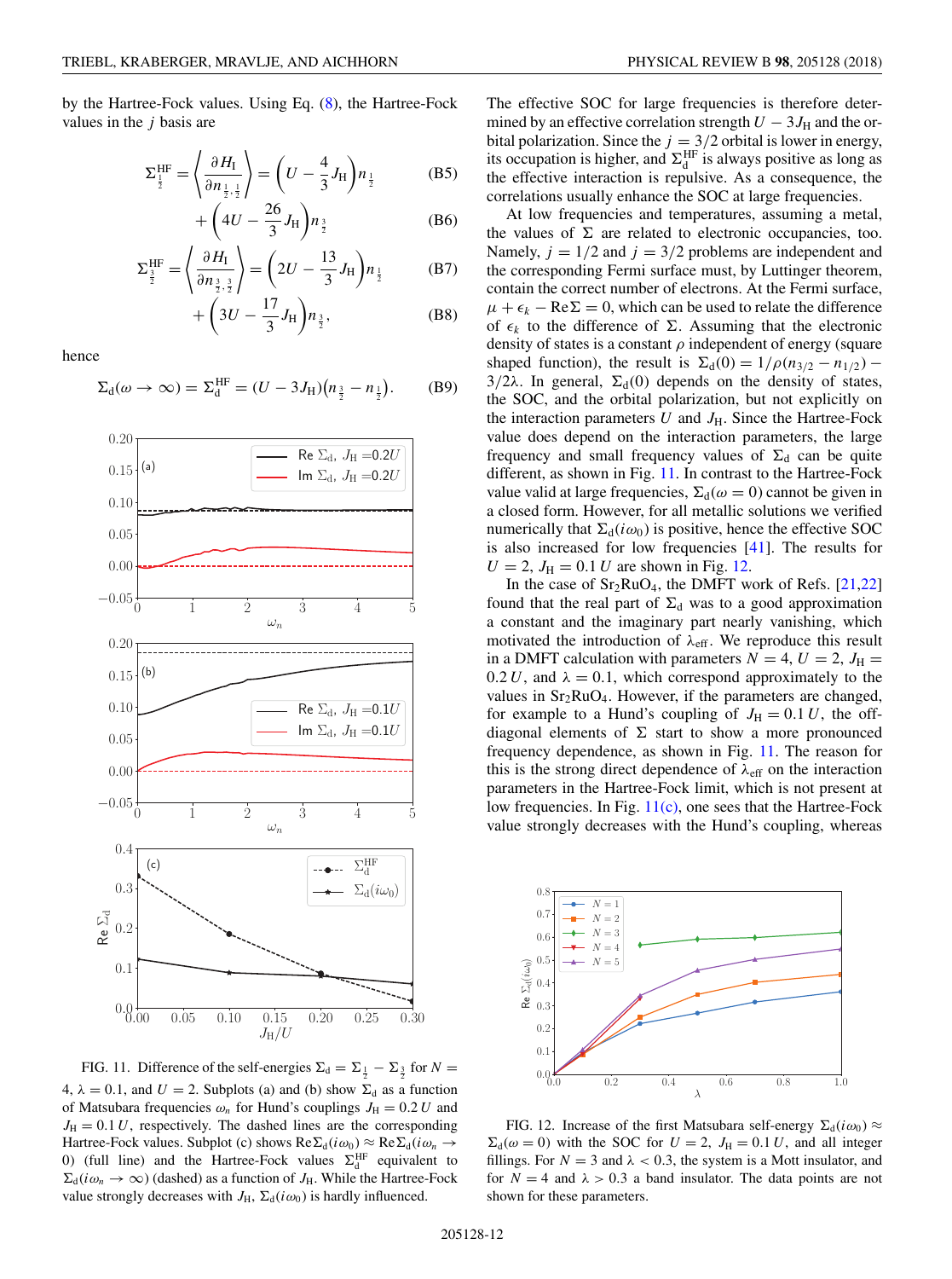by the Hartree-Fock values. Using Eq. (8), the Hartree-Fock values in the $j$ basis are

$$\Sigma^{\rm HF}_{\frac{1}{2}} = \left\langle \frac{\partial H_{\rm I}}{\partial n_{\frac{1}{2},\frac{1}{2}}} \right\rangle = \left(U - \frac{4}{3}J_{\rm H}\right) n_{\frac{1}{2}} \tag{B5}$$

$$+ \left(4U - \frac{26}{3}J_{\rm H}\right) n_{\frac{3}{2}} \tag{B6}$$

$$\Sigma^{\rm HF}_{\frac{3}{2}} = \left\langle \frac{\partial H_{\rm I}}{\partial n_{\frac{3}{2},\frac{3}{2}}} \right\rangle = \left(2U - \frac{13}{3}J_{\rm H}\right) n_{\frac{1}{2}} \tag{B7}$$

$$+ \left(3U - \frac{17}{3}J_{\rm H}\right) n_{\frac{3}{2}}, \tag{B8}$$

hence

$$\Sigma_{\rm d}(\omega \to \infty) = \Sigma^{\rm HF}_{\rm d} = (U - 3J_{\rm H})\big(n_{\frac{3}{2}} - n_{\frac{1}{2}}\big). \tag{B9}$$

FIG. 11. Difference of the self-energies $\Sigma_{\rm d} = \Sigma_{\frac{1}{2}} - \Sigma_{\frac{3}{2}}$ for $N = 4$, $\lambda = 0.1$, and $U = 2$. Subplots (a) and (b) show $\Sigma_{\rm d}$ as a function of Matsubara frequencies $\omega_n$ for Hund's couplings $J_{\rm H} = 0.2\,U$ and $J_{\rm H} = 0.1\,U$, respectively. The dashed lines are the corresponding Hartree-Fock values. Subplot (c) shows $\mathrm{Re}\,\Sigma_{\rm d}(i\omega_0) \approx \mathrm{Re}\,\Sigma_{\rm d}(i\omega_n \to 0)$ (full line) and the Hartree-Fock values $\Sigma^{\rm HF}_{\rm d}$ equivalent to $\Sigma_{\rm d}(i\omega_n \to \infty)$ (dashed) as a function of $J_{\rm H}$. While the Hartree-Fock value strongly decreases with $J_{\rm H}$, $\Sigma_{\rm d}(i\omega_0)$ is hardly influenced.

The effective SOC for large frequencies is therefore determined by an effective correlation strength $U - 3J_{\rm H}$ and the orbital polarization. Since the $j = 3/2$ orbital is lower in energy, its occupation is higher, and $\Sigma^{\rm HF}_{\rm d}$ is always positive as long as the effective interaction is repulsive. As a consequence, the correlations usually enhance the SOC at large frequencies.

At low frequencies and temperatures, assuming a metal, the values of $\Sigma$ are related to electronic occupancies, too. Namely, $j = 1/2$ and $j = 3/2$ problems are independent and the corresponding Fermi surface must, by Luttinger theorem, contain the correct number of electrons. At the Fermi surface, $\mu + \epsilon_k - \mathrm{Re}\,\Sigma = 0$, which can be used to relate the difference of $\epsilon_k$ to the difference of $\Sigma$. Assuming that the electronic density of states is a constant $\rho$ independent of energy (square shaped function), the result is $\Sigma_{\rm d}(0) = 1/\rho(n_{3/2} - n_{1/2}) - 3/2\lambda$. In general, $\Sigma_{\rm d}(0)$ depends on the density of states, the SOC, and the orbital polarization, but not explicitly on the interaction parameters $U$ and $J_{\rm H}$. Since the Hartree-Fock value does depend on the interaction parameters, the large frequency and small frequency values of $\Sigma_{\rm d}$ can be quite different, as shown in Fig. 11. In contrast to the Hartree-Fock value valid at large frequencies, $\Sigma_{\rm d}(\omega = 0)$ cannot be given in a closed form. However, for all metallic solutions we verified numerically that $\Sigma_{\rm d}(i\omega_0)$ is positive, hence the effective SOC is also increased for low frequencies [41]. The results for $U = 2$, $J_{\rm H} = 0.1\,U$ are shown in Fig. 12.

In the case of $Sr_2RuO_4$, the DMFT work of Refs. [21,22] found that the real part of $\Sigma_{\rm d}$ was to a good approximation a constant and the imaginary part nearly vanishing, which motivated the introduction of $\lambda_{\rm eff}$. We reproduce this result in a DMFT calculation with parameters $N = 4$, $U = 2$, $J_{\rm H} = 0.2\,U$, and $\lambda = 0.1$, which correspond approximately to the values in $Sr_2RuO_4$. However, if the parameters are changed, for example to a Hund's coupling of $J_{\rm H} = 0.1\,U$, the off-diagonal elements of $\Sigma$ start to show a more pronounced frequency dependence, as shown in Fig. 11. The reason for this is the strong direct dependence of $\lambda_{\rm eff}$ on the interaction parameters in the Hartree-Fock limit, which is not present at low frequencies. In Fig. 11(c), one sees that the Hartree-Fock value strongly decreases with the Hund's coupling, whereas

FIG. 12. Increase of the first Matsubara self-energy $\Sigma_{\rm d}(i\omega_0) \approx \Sigma_{\rm d}(\omega = 0)$ with the SOC for $U = 2$, $J_{\rm H} = 0.1\,U$, and all integer fillings. For $N = 3$ and $\lambda < 0.3$, the system is a Mott insulator, and for $N = 4$ and $\lambda > 0.3$ a band insulator. The data points are not shown for these parameters.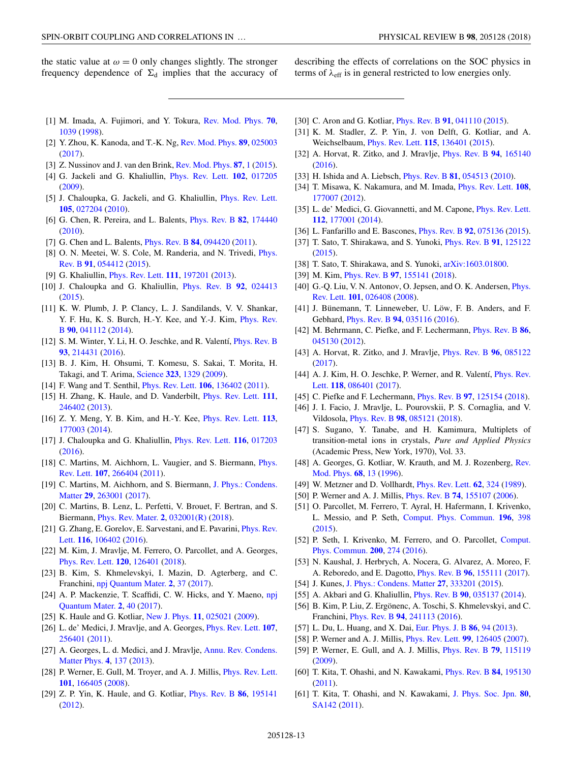the static value at $\omega = 0$ only changes slightly. The stronger frequency dependence of $\Sigma_d$ implies that the accuracy of describing the effects of correlations on the SOC physics in terms of $\lambda_{\text{eff}}$ is in general restricted to low energies only.

---

[1] M. Imada, A. Fujimori, and Y. Tokura, Rev. Mod. Phys. **70**, 1039 (1998).

[2] Y. Zhou, K. Kanoda, and T.-K. Ng, Rev. Mod. Phys. **89**, 025003 (2017).

[3] Z. Nussinov and J. van den Brink, Rev. Mod. Phys. **87**, 1 (2015).

[4] G. Jackeli and G. Khaliullin, Phys. Rev. Lett. **102**, 017205 (2009).

[5] J. Chaloupka, G. Jackeli, and G. Khaliullin, Phys. Rev. Lett. **105**, 027204 (2010).

[6] G. Chen, R. Pereira, and L. Balents, Phys. Rev. B **82**, 174440 (2010).

[7] G. Chen and L. Balents, Phys. Rev. B **84**, 094420 (2011).

[8] O. N. Meetei, W. S. Cole, M. Randeria, and N. Trivedi, Phys. Rev. B **91**, 054412 (2015).

[9] G. Khaliullin, Phys. Rev. Lett. **111**, 197201 (2013).

[10] J. Chaloupka and G. Khaliullin, Phys. Rev. B **92**, 024413 (2015).

[11] K. W. Plumb, J. P. Clancy, L. J. Sandilands, V. V. Shankar, Y. F. Hu, K. S. Burch, H.-Y. Kee, and Y.-J. Kim, Phys. Rev. B **90**, 041112 (2014).

[12] S. M. Winter, Y. Li, H. O. Jeschke, and R. Valentí, Phys. Rev. B **93**, 214431 (2016).

[13] B. J. Kim, H. Ohsumi, T. Komesu, S. Sakai, T. Morita, H. Takagi, and T. Arima, Science **323**, 1329 (2009).

[14] F. Wang and T. Senthil, Phys. Rev. Lett. **106**, 136402 (2011).

[15] H. Zhang, K. Haule, and D. Vanderbilt, Phys. Rev. Lett. **111**, 246402 (2013).

[16] Z. Y. Meng, Y. B. Kim, and H.-Y. Kee, Phys. Rev. Lett. **113**, 177003 (2014).

[17] J. Chaloupka and G. Khaliullin, Phys. Rev. Lett. **116**, 017203 (2016).

[18] C. Martins, M. Aichhorn, L. Vaugier, and S. Biermann, Phys. Rev. Lett. **107**, 266404 (2011).

[19] C. Martins, M. Aichhorn, and S. Biermann, J. Phys.: Condens. Matter **29**, 263001 (2017).

[20] C. Martins, B. Lenz, L. Perfetti, V. Brouet, F. Bertran, and S. Biermann, Phys. Rev. Mater. **2**, 032001(R) (2018).

[21] G. Zhang, E. Gorelov, E. Sarvestani, and E. Pavarini, Phys. Rev. Lett. **116**, 106402 (2016).

[22] M. Kim, J. Mravlje, M. Ferrero, O. Parcollet, and A. Georges, Phys. Rev. Lett. **120**, 126401 (2018).

[23] B. Kim, S. Khmelevskyi, I. Mazin, D. Agterberg, and C. Franchini, npj Quantum Mater. **2**, 37 (2017).

[24] A. P. Mackenzie, T. Scaffidi, C. W. Hicks, and Y. Maeno, npj Quantum Mater. **2**, 40 (2017).

[25] K. Haule and G. Kotliar, New J. Phys. **11**, 025021 (2009).

[26] L. de' Medici, J. Mravlje, and A. Georges, Phys. Rev. Lett. **107**, 256401 (2011).

[27] A. Georges, L. d. Medici, and J. Mravlje, Annu. Rev. Condens. Matter Phys. **4**, 137 (2013).

[28] P. Werner, E. Gull, M. Troyer, and A. J. Millis, Phys. Rev. Lett. **101**, 166405 (2008).

[29] Z. P. Yin, K. Haule, and G. Kotliar, Phys. Rev. B **86**, 195141 (2012).

[30] C. Aron and G. Kotliar, Phys. Rev. B **91**, 041110 (2015).

[31] K. M. Stadler, Z. P. Yin, J. von Delft, G. Kotliar, and A. Weichselbaum, Phys. Rev. Lett. **115**, 136401 (2015).

[32] A. Horvat, R. Zitko, and J. Mravlje, Phys. Rev. B **94**, 165140 (2016).

[33] H. Ishida and A. Liebsch, Phys. Rev. B **81**, 054513 (2010).

[34] T. Misawa, K. Nakamura, and M. Imada, Phys. Rev. Lett. **108**, 177007 (2012).

[35] L. de' Medici, G. Giovannetti, and M. Capone, Phys. Rev. Lett. **112**, 177001 (2014).

[36] L. Fanfarillo and E. Bascones, Phys. Rev. B **92**, 075136 (2015).

[37] T. Sato, T. Shirakawa, and S. Yunoki, Phys. Rev. B **91**, 125122 (2015).

[38] T. Sato, T. Shirakawa, and S. Yunoki, arXiv:1603.01800.

[39] M. Kim, Phys. Rev. B **97**, 155141 (2018).

[40] G.-Q. Liu, V. N. Antonov, O. Jepsen, and O. K. Andersen, Phys. Rev. Lett. **101**, 026408 (2008).

[41] J. Bünemann, T. Linneweber, U. Löw, F. B. Anders, and F. Gebhard, Phys. Rev. B **94**, 035116 (2016).

[42] M. Behrmann, C. Piefke, and F. Lechermann, Phys. Rev. B **86**, 045130 (2012).

[43] A. Horvat, R. Zitko, and J. Mravlje, Phys. Rev. B **96**, 085122 (2017).

[44] A. J. Kim, H. O. Jeschke, P. Werner, and R. Valentí, Phys. Rev. Lett. **118**, 086401 (2017).

[45] C. Piefke and F. Lechermann, Phys. Rev. B **97**, 125154 (2018).

[46] J. I. Facio, J. Mravlje, L. Pourovskii, P. S. Cornaglia, and V. Vildosola, Phys. Rev. B **98**, 085121 (2018).

[47] S. Sugano, Y. Tanabe, and H. Kamimura, Multiplets of transition-metal ions in crystals, *Pure and Applied Physics* (Academic Press, New York, 1970), Vol. 33.

[48] A. Georges, G. Kotliar, W. Krauth, and M. J. Rozenberg, Rev. Mod. Phys. **68**, 13 (1996).

[49] W. Metzner and D. Vollhardt, Phys. Rev. Lett. **62**, 324 (1989).

[50] P. Werner and A. J. Millis, Phys. Rev. B **74**, 155107 (2006).

[51] O. Parcollet, M. Ferrero, T. Ayral, H. Hafermann, I. Krivenko, L. Messio, and P. Seth, Comput. Phys. Commun. **196**, 398 (2015).

[52] P. Seth, I. Krivenko, M. Ferrero, and O. Parcollet, Comput. Phys. Commun. **200**, 274 (2016).

[53] N. Kaushal, J. Herbrych, A. Nocera, G. Alvarez, A. Moreo, F. A. Reboredo, and E. Dagotto, Phys. Rev. B **96**, 155111 (2017).

[54] J. Kunes, J. Phys.: Condens. Matter **27**, 333201 (2015).

[55] A. Akbari and G. Khaliullin, Phys. Rev. B **90**, 035137 (2014).

[56] B. Kim, P. Liu, Z. Ergönenc, A. Toschi, S. Khmelevskyi, and C. Franchini, Phys. Rev. B **94**, 241113 (2016).

[57] L. Du, L. Huang, and X. Dai, Eur. Phys. J. B **86**, 94 (2013).

[58] P. Werner and A. J. Millis, Phys. Rev. Lett. **99**, 126405 (2007).

[59] P. Werner, E. Gull, and A. J. Millis, Phys. Rev. B **79**, 115119 (2009).

[60] T. Kita, T. Ohashi, and N. Kawakami, Phys. Rev. B **84**, 195130 (2011).

[61] T. Kita, T. Ohashi, and N. Kawakami, J. Phys. Soc. Jpn. **80**, SA142 (2011).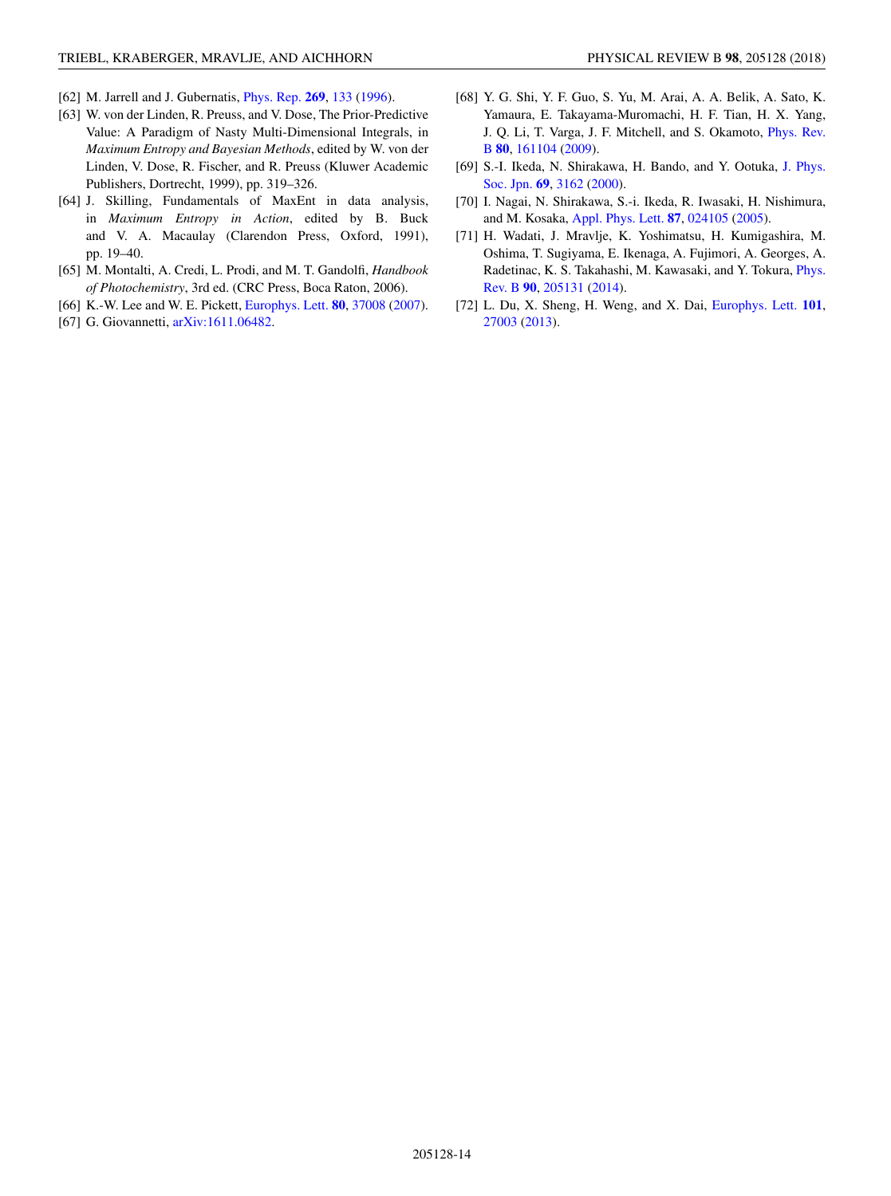[62] M. Jarrell and J. Gubernatis, Phys. Rep. **269**, 133 (1996).

[63] W. von der Linden, R. Preuss, and V. Dose, The Prior-Predictive Value: A Paradigm of Nasty Multi-Dimensional Integrals, in *Maximum Entropy and Bayesian Methods*, edited by W. von der Linden, V. Dose, R. Fischer, and R. Preuss (Kluwer Academic Publishers, Dortrecht, 1999), pp. 319–326.

[64] J. Skilling, Fundamentals of MaxEnt in data analysis, in *Maximum Entropy in Action*, edited by B. Buck and V. A. Macaulay (Clarendon Press, Oxford, 1991), pp. 19–40.

[65] M. Montalti, A. Credi, L. Prodi, and M. T. Gandolfi, *Handbook of Photochemistry*, 3rd ed. (CRC Press, Boca Raton, 2006).

[66] K.-W. Lee and W. E. Pickett, Europhys. Lett. **80**, 37008 (2007).

[67] G. Giovannetti, arXiv:1611.06482.

[68] Y. G. Shi, Y. F. Guo, S. Yu, M. Arai, A. A. Belik, A. Sato, K. Yamaura, E. Takayama-Muromachi, H. F. Tian, H. X. Yang, J. Q. Li, T. Varga, J. F. Mitchell, and S. Okamoto, Phys. Rev. B **80**, 161104 (2009).

[69] S.-I. Ikeda, N. Shirakawa, H. Bando, and Y. Ootuka, J. Phys. Soc. Jpn. **69**, 3162 (2000).

[70] I. Nagai, N. Shirakawa, S.-i. Ikeda, R. Iwasaki, H. Nishimura, and M. Kosaka, Appl. Phys. Lett. **87**, 024105 (2005).

[71] H. Wadati, J. Mravlje, K. Yoshimatsu, H. Kumigashira, M. Oshima, T. Sugiyama, E. Ikenaga, A. Fujimori, A. Georges, A. Radetinac, K. S. Takahashi, M. Kawasaki, and Y. Tokura, Phys. Rev. B **90**, 205131 (2014).

[72] L. Du, X. Sheng, H. Weng, and X. Dai, Europhys. Lett. **101**, 27003 (2013).